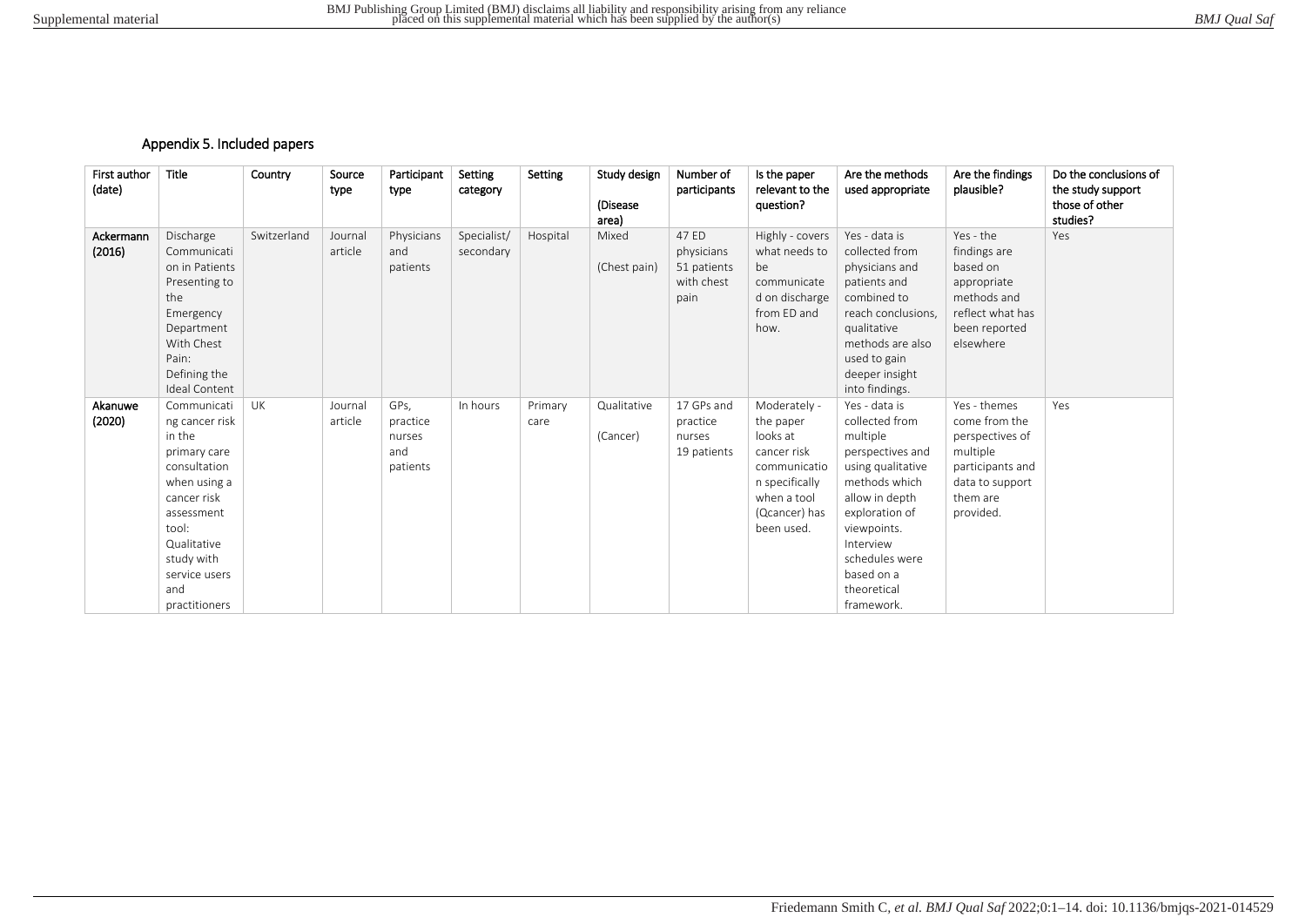## Appendix 5. Included papers

| First author (date) | Title | Country | Source type | Participant type | Setting category | Setting | Study design (Disease area) | Number of participants | Is the paper relevant to the question? | Are the methods used appropriate | Are the findings plausible? | Do the conclusions of the study support those of other studies? |
|---|---|---|---|---|---|---|---|---|---|---|---|---|
| **Ackermann (2016)** | Discharge Communication in Patients Presenting to the Emergency Department With Chest Pain: Defining the Ideal Content | Switzerland | Journal article | Physicians and patients | Specialist/ secondary | Hospital | Mixed (Chest pain) | 47 ED physicians 51 patients with chest pain | Highly - covers what needs to be communicated on discharge from ED and how. | Yes - data is collected from physicians and patients and combined to reach conclusions, qualitative methods are also used to gain deeper insight into findings. | Yes - the findings are based on appropriate methods and reflect what has been reported elsewhere | Yes |
| **Akanuwe (2020)** | Communicating cancer risk in the primary care consultation when using a cancer risk assessment tool: Qualitative study with service users and practitioners | UK | Journal article | GPs, practice nurses and patients | In hours | Primary care | Qualitative (Cancer) | 17 GPs and practice nurses 19 patients | Moderately - the paper looks at cancer risk communication specifically when a tool (Qcancer) has been used. | Yes - data is collected from multiple perspectives and using qualitative methods which allow in depth exploration of viewpoints. Interview schedules were based on a theoretical framework. | Yes - themes come from the perspectives of multiple participants and data to support them are provided. | Yes |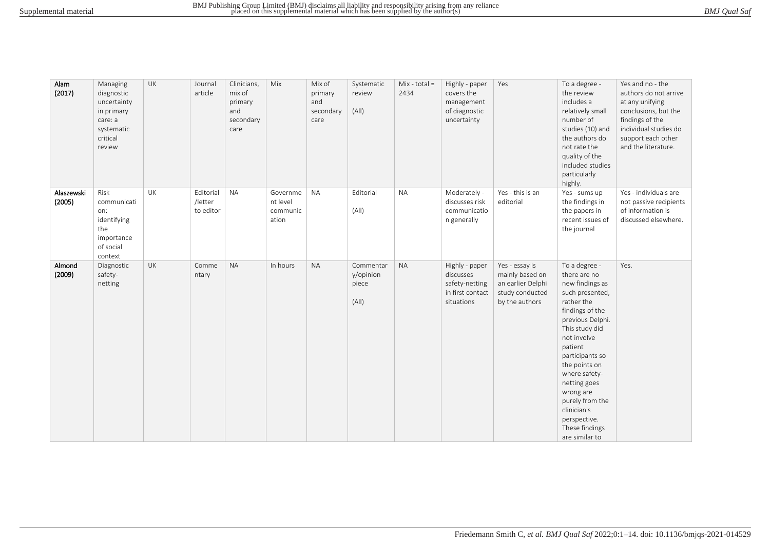| | | | | | | | | | | | | |
|---|---|---|---|---|---|---|---|---|---|---|---|---|
| **Alam (2017)** | Managing diagnostic uncertainty in primary care: a systematic critical review | UK | Journal article | Clinicians, mix of primary and secondary care | Mix | Mix of primary and secondary care | Systematic review (All) | Mix - total = 2434 | Highly - paper covers the management of diagnostic uncertainty | Yes | To a degree - the review includes a relatively small number of studies (10) and the authors do not rate the quality of the included studies particularly highly. | Yes and no - the authors do not arrive at any unifying conclusions, but the findings of the individual studies do support each other and the literature. |
| **Alaszewski (2005)** | Risk communication: identifying the importance of social context | UK | Editorial /letter to editor | NA | Government level communication | NA | Editorial (All) | NA | Moderately - discusses risk communication generally | Yes - this is an editorial | Yes - sums up the findings in the papers in recent issues of the journal | Yes - individuals are not passive recipients of information is discussed elsewhere. |
| **Almond (2009)** | Diagnostic safety-netting | UK | Commentary | NA | In hours | NA | Commentary/opinion piece (All) | NA | Highly - paper discusses safety-netting in first contact situations | Yes - essay is mainly based on an earlier Delphi study conducted by the authors | To a degree - there are no new findings as such presented, rather the findings of the previous Delphi. This study did not involve patient participants so the points on where safety-netting goes wrong are purely from the clinician's perspective. These findings are similar to | Yes. |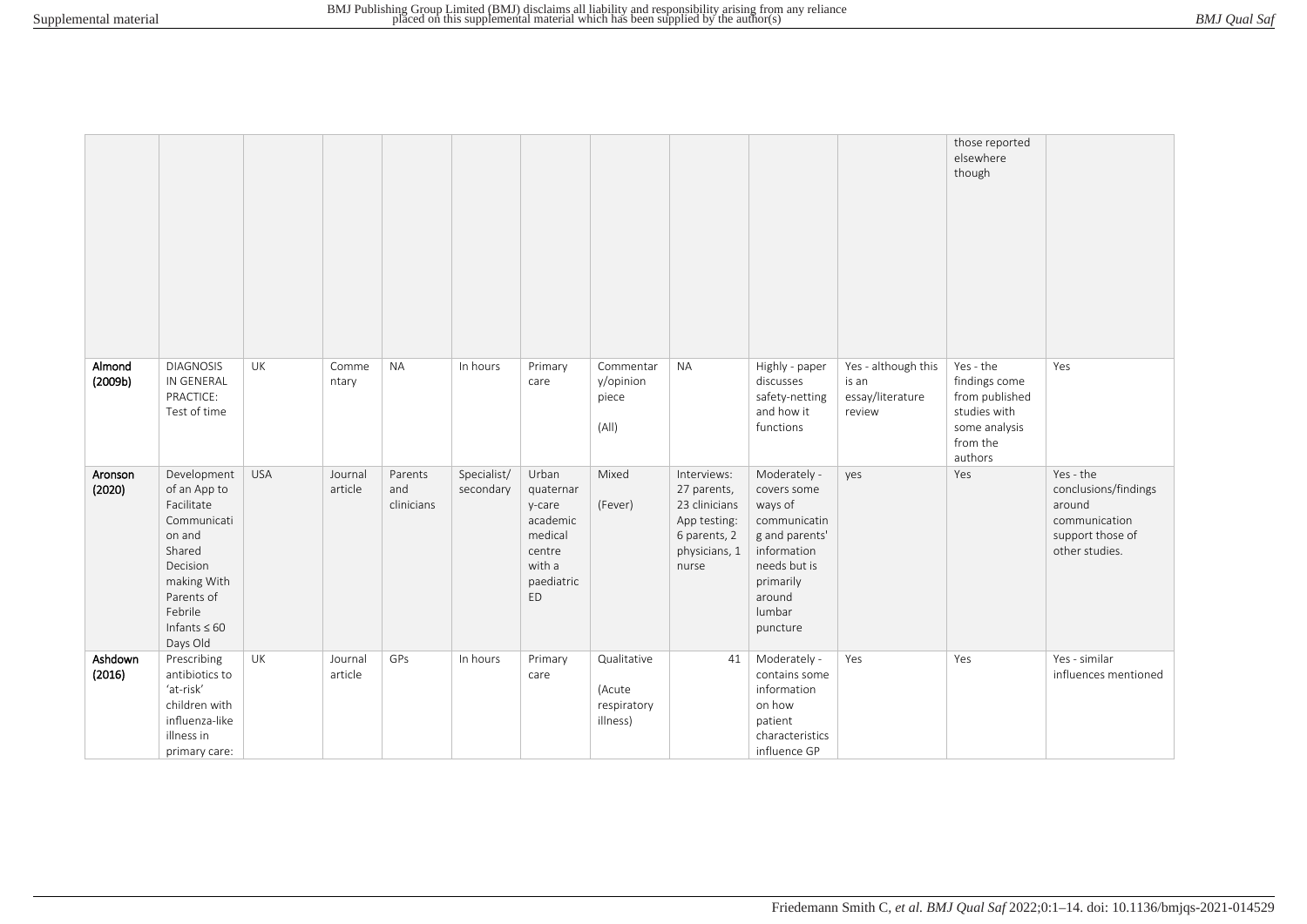|  |  |  |  |  |  |  |  |  |  |  | those reported elsewhere though |  |
|---|---|---|---|---|---|---|---|---|---|---|---|---|
| **Almond (2009b)** | DIAGNOSIS IN GENERAL PRACTICE: Test of time | UK | Commentary | NA | In hours | Primary care | Commentary/opinion piece (All) | NA | Highly - paper discusses safety-netting and how it functions | Yes - although this is an essay/literature review | Yes - the findings come from published studies with some analysis from the authors | Yes |
| **Aronson (2020)** | Development of an App to Facilitate Communication and Shared Decision making With Parents of Febrile Infants ≤ 60 Days Old | USA | Journal article | Parents and clinicians | Specialist/ secondary | Urban quaternary-care academic medical centre with a paediatric ED | Mixed (Fever) | Interviews: 27 parents, 23 clinicians App testing: 6 parents, 2 physicians, 1 nurse | Moderately - covers some ways of communicating and parents' information needs but is primarily around lumbar puncture | yes | Yes | Yes - the conclusions/findings around communication support those of other studies. |
| **Ashdown (2016)** | Prescribing antibiotics to 'at-risk' children with influenza-like illness in primary care: | UK | Journal article | GPs | In hours | Primary care | Qualitative (Acute respiratory illness) | 41 | Moderately - contains some information on how patient characteristics influence GP | Yes | Yes | Yes - similar influences mentioned |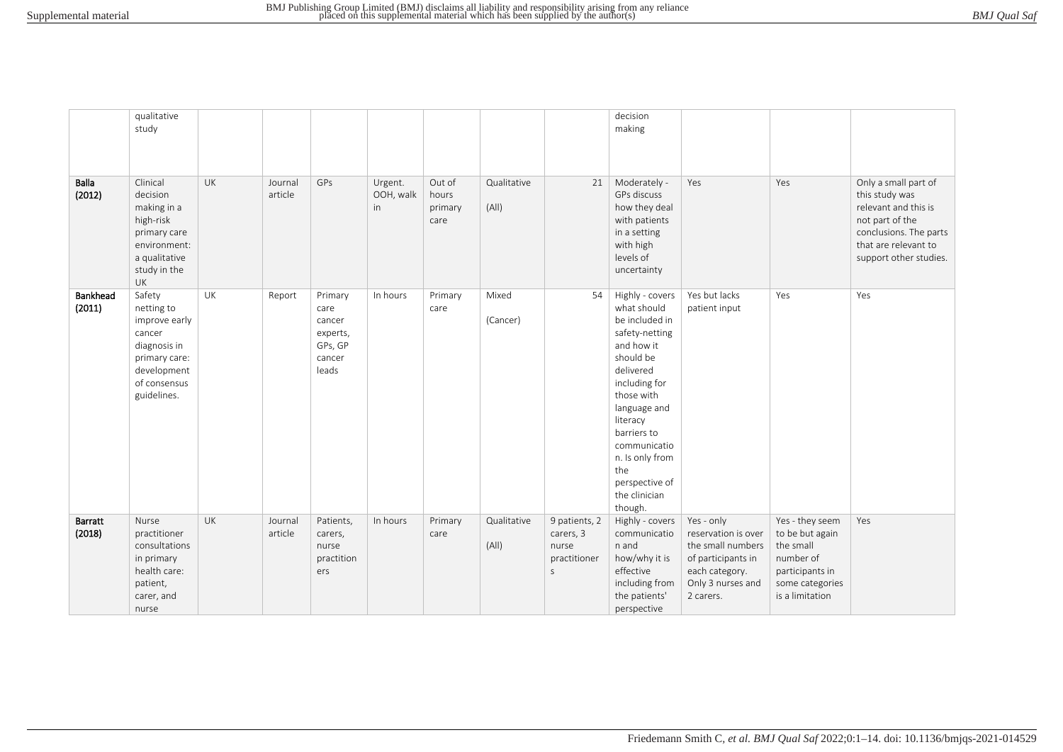|  |  |  |  |  |  |  |  |  |  |  |  |  |
|---|---|---|---|---|---|---|---|---|---|---|---|---|
|  | qualitative study |  |  |  |  |  |  |  | decision making |  |  |  |
| **Balla (2012)** | Clinical decision making in a high-risk primary care environment: a qualitative study in the UK | UK | Journal article | GPs | Urgent. OOH, walk in | Out of hours primary care | Qualitative (All) | 21 | Moderately - GPs discuss how they deal with patients in a setting with high levels of uncertainty | Yes | Yes | Only a small part of this study was relevant and this is not part of the conclusions. The parts that are relevant to support other studies. |
| **Bankhead (2011)** | Safety netting to improve early cancer diagnosis in primary care: development of consensus guidelines. | UK | Report | Primary care cancer experts, GPs, GP cancer leads | In hours | Primary care | Mixed (Cancer) | 54 | Highly - covers what should be included in safety-netting and how it should be delivered including for those with language and literacy barriers to communication. Is only from the perspective of the clinician though. | Yes but lacks patient input | Yes | Yes |
| **Barratt (2018)** | Nurse practitioner consultations in primary health care: patient, carer, and nurse | UK | Journal article | Patients, carers, nurse practitioners | In hours | Primary care | Qualitative (All) | 9 patients, 2 carers, 3 nurse practitioners | Highly - covers communication and how/why it is effective including from the patients' perspective | Yes - only reservation is over the small numbers of participants in each category. Only 3 nurses and 2 carers. | Yes - they seem to be but again the small number of participants in some categories is a limitation | Yes |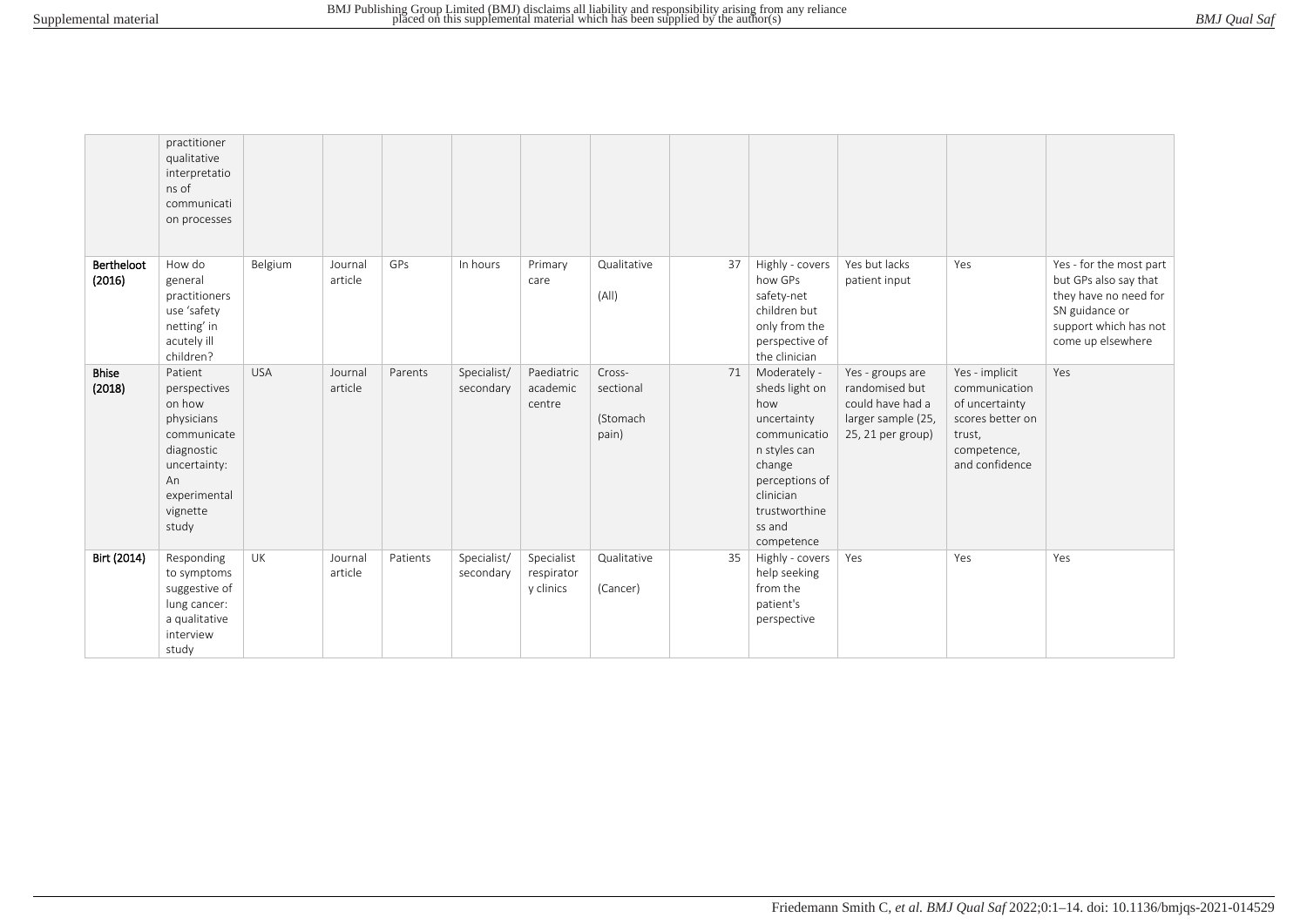|  | practitioner qualitative interpretations of communication processes |  |  |  |  |  |  |  |  |  |  |  |
|---|---|---|---|---|---|---|---|---|---|---|---|---|
| **Bertheloot (2016)** | How do general practitioners use 'safety netting' in acutely ill children? | Belgium | Journal article | GPs | In hours | Primary care | Qualitative (All) | 37 | Highly - covers how GPs safety-net children but only from the perspective of the clinician | Yes but lacks patient input | Yes | Yes - for the most part but GPs also say that they have no need for SN guidance or support which has not come up elsewhere |
| **Bhise (2018)** | Patient perspectives on how physicians communicate diagnostic uncertainty: An experimental vignette study | USA | Journal article | Parents | Specialist/ secondary | Paediatric academic centre | Cross-sectional (Stomach pain) | 71 | Moderately - sheds light on how uncertainty communication styles can change perceptions of clinician trustworthiness and competence | Yes - groups are randomised but could have had a larger sample (25, 25, 21 per group) | Yes - implicit communication of uncertainty scores better on trust, competence, and confidence | Yes |
| **Birt (2014)** | Responding to symptoms suggestive of lung cancer: a qualitative interview study | UK | Journal article | Patients | Specialist/ secondary | Specialist respiratory clinics | Qualitative (Cancer) | 35 | Highly - covers help seeking from the patient's perspective | Yes | Yes | Yes |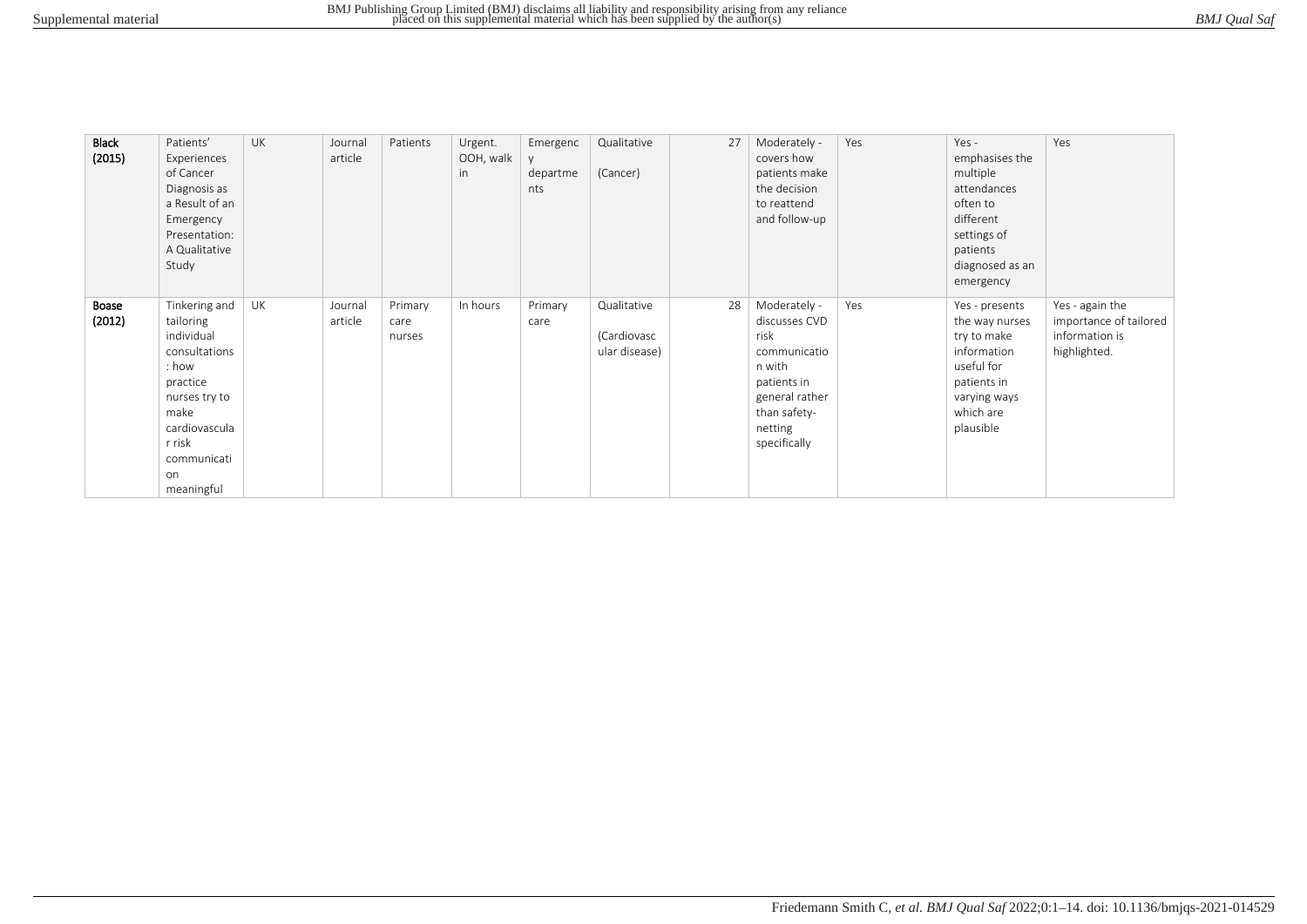| Black (2015) | Patients' Experiences of Cancer Diagnosis as a Result of an Emergency Presentation: A Qualitative Study | UK | Journal article | Patients | Urgent. OOH, walk in | Emergency departments | Qualitative (Cancer) | 27 | Moderately - covers how patients make the decision to reattend and follow-up | Yes | Yes - emphasises the multiple attendances often to different settings of patients diagnosed as an emergency | Yes |
|---|---|---|---|---|---|---|---|---|---|---|---|---|
| Boase (2012) | Tinkering and tailoring individual consultations: how practice nurses try to make cardiovascular risk communication meaningful | UK | Journal article | Primary care nurses | In hours | Primary care | Qualitative (Cardiovascular disease) | 28 | Moderately - discusses CVD risk communication with patients in general rather than safety-netting specifically | Yes | Yes - presents the way nurses try to make information useful for patients in varying ways which are plausible | Yes - again the importance of tailored information is highlighted. |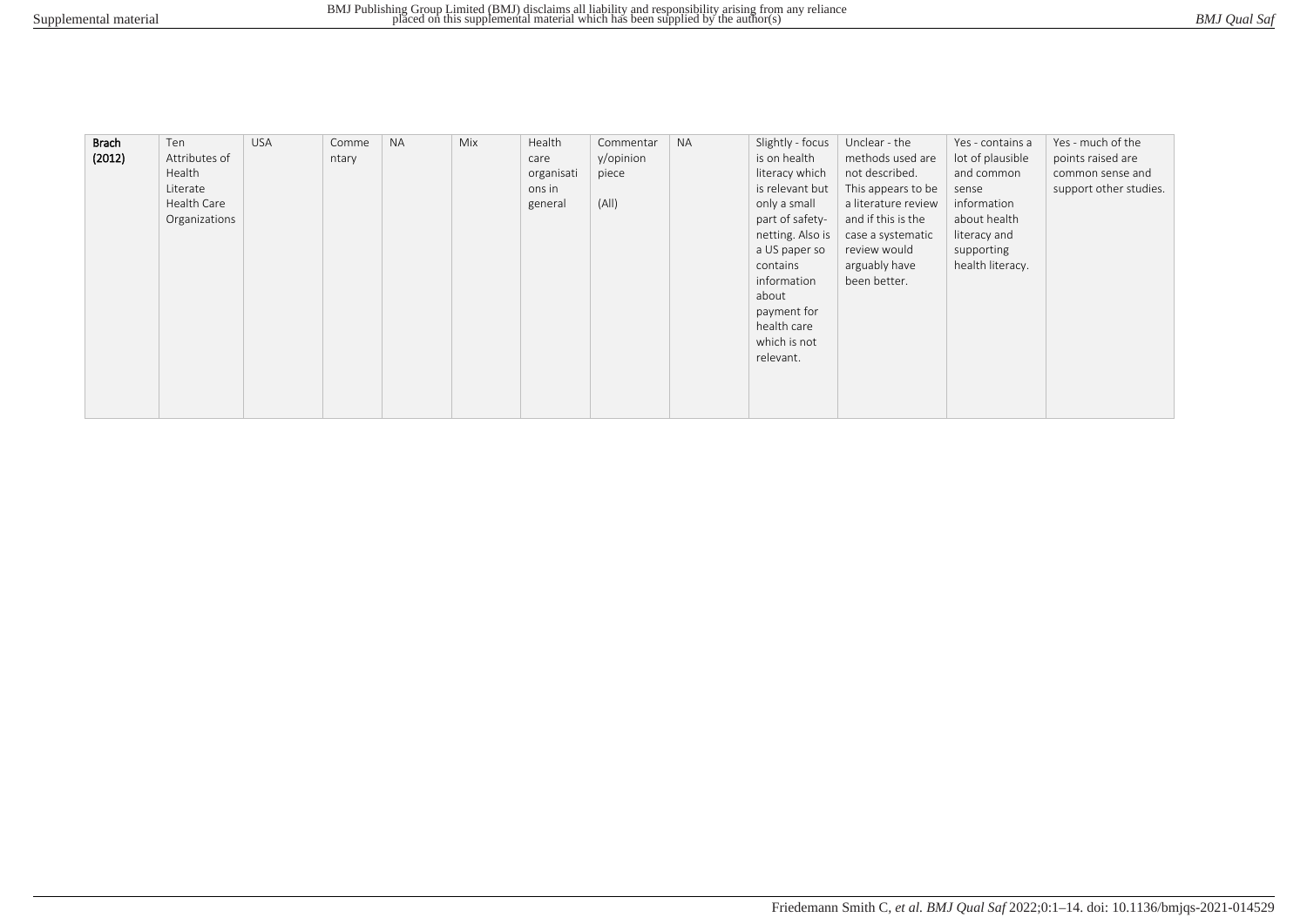| | | | | | | | | | | | | |
|---|---|---|---|---|---|---|---|---|---|---|---|---|
| **Brach (2012)** | Ten Attributes of Health Literate Health Care Organizations | USA | Commentary | NA | Mix | Health care organisations in general | Commentary/opinion piece (All) | NA | Slightly - focus is on health literacy which is relevant but only a small part of safety-netting. Also is a US paper so contains information about payment for health care which is not relevant. | Unclear - the methods used are not described. This appears to be a literature review and if this is the case a systematic review would arguably have been better. | Yes - contains a lot of plausible and common sense information about health literacy and supporting health literacy. | Yes - much of the points raised are common sense and support other studies. |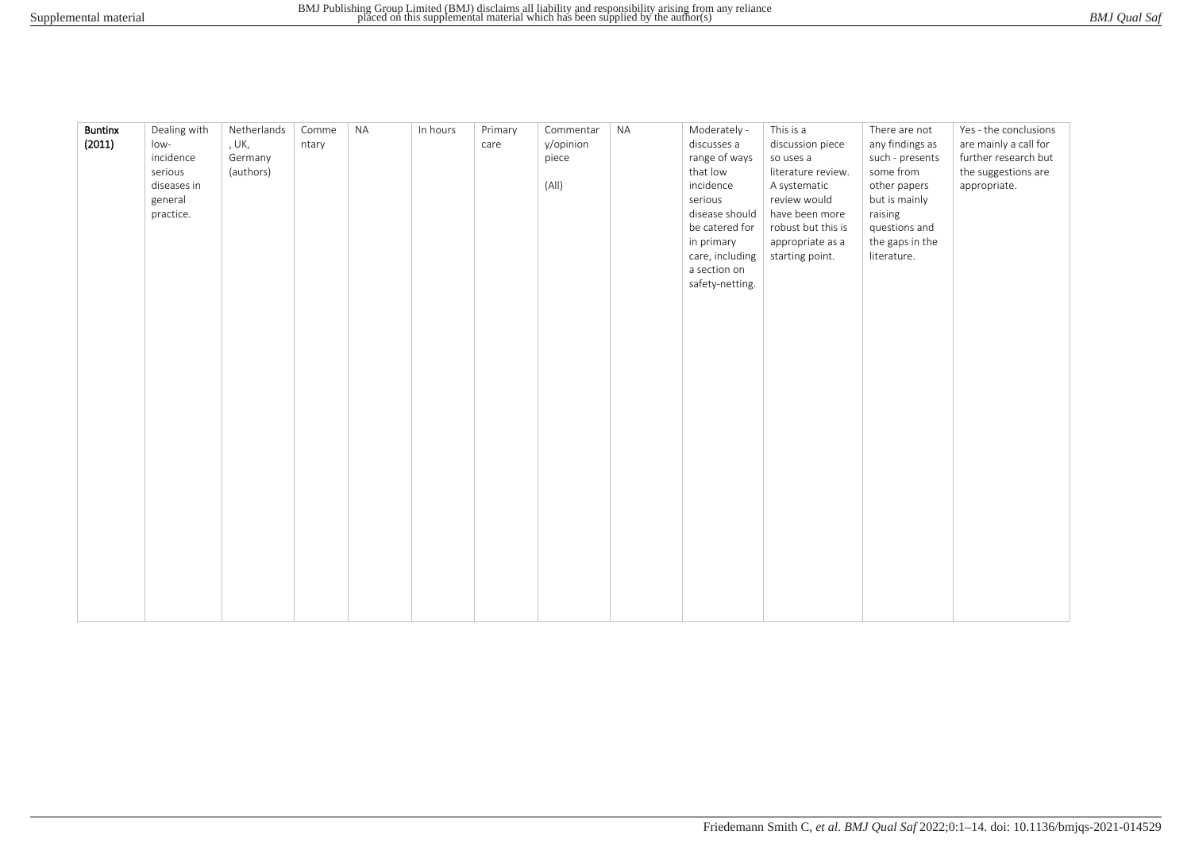| **Buntinx (2011)** | Dealing with low-incidence serious diseases in general practice. | Netherlands, UK, Germany (authors) | Commentary | NA | In hours | Primary care | Commentary/opinion piece (All) | NA | Moderately - discusses a range of ways that low incidence serious disease should be catered for in primary care, including a section on safety-netting. | This is a discussion piece so uses a literature review. A systematic review would have been more robust but this is appropriate as a starting point. | There are not any findings as such - presents some from other papers but is mainly raising questions and the gaps in the literature. | Yes - the conclusions are mainly a call for further research but the suggestions are appropriate. |
|---|---|---|---|---|---|---|---|---|---|---|---|---|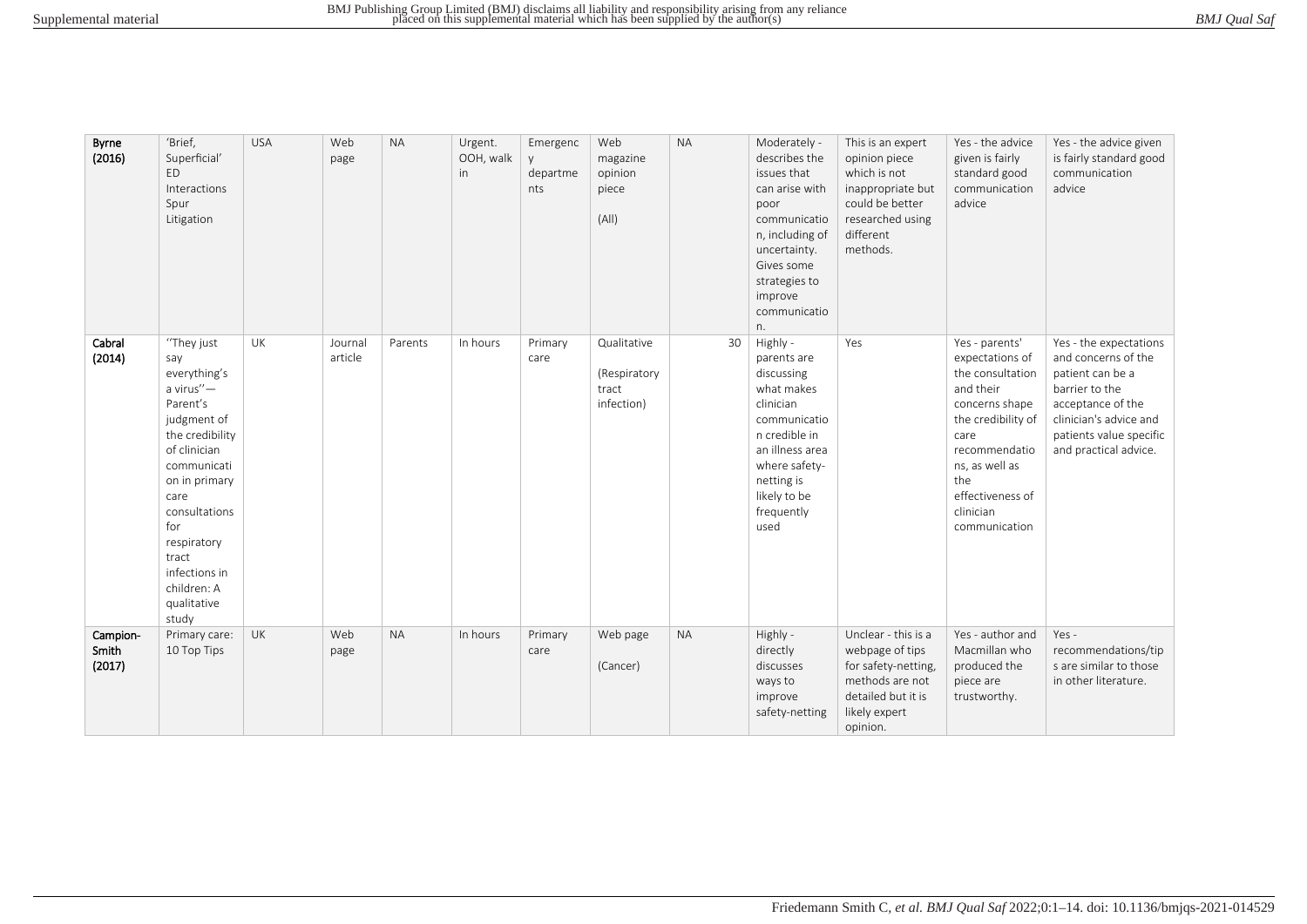| Byrne (2016) | 'Brief, Superficial' ED Interactions Spur Litigation | USA | Web page | NA | Urgent. OOH, walk in | Emergency departments | Web magazine opinion piece (All) | NA | Moderately - describes the issues that can arise with poor communication, including of uncertainty. Gives some strategies to improve communication. | This is an expert opinion piece which is not inappropriate but could be better researched using different methods. | Yes - the advice given is fairly standard good communication advice | Yes - the advice given is fairly standard good communication advice |
|---|---|---|---|---|---|---|---|---|---|---|---|---|
| Cabral (2014) | "They just say everything's a virus"—Parent's judgment of the credibility of clinician communication in primary care consultations for respiratory tract infections in children: A qualitative study | UK | Journal article | Parents | In hours | Primary care | Qualitative (Respiratory tract infection) | 30 | Highly - parents are discussing what makes clinician communication credible in an illness area where safety-netting is likely to be frequently used | Yes | Yes - parents' expectations of the consultation and their concerns shape the credibility of care recommendations, as well as the effectiveness of clinician communication | Yes - the expectations and concerns of the patient can be a barrier to the acceptance of the clinician's advice and patients value specific and practical advice. |
| Campion-Smith (2017) | Primary care: 10 Top Tips | UK | Web page | NA | In hours | Primary care | Web page (Cancer) | NA | Highly - directly discusses ways to improve safety-netting | Unclear - this is a webpage of tips for safety-netting, methods are not detailed but it is likely expert opinion. | Yes - author and Macmillan who produced the piece are trustworthy. | Yes - recommendations/tips are similar to those in other literature. |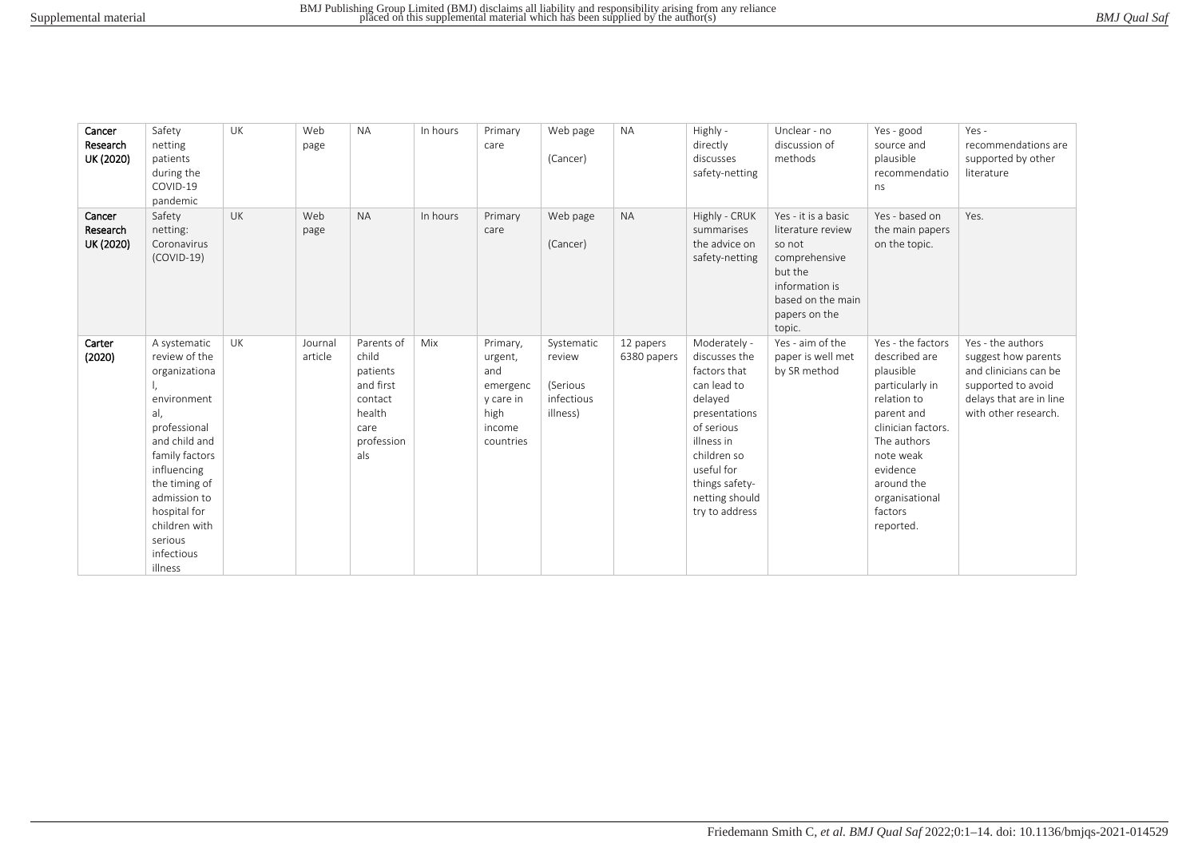| | | | | | | | | | | | | |
|---|---|---|---|---|---|---|---|---|---|---|---|---|
| **Cancer Research UK (2020)** | Safety netting patients during the COVID-19 pandemic | UK | Web page | NA | In hours | Primary care | Web page (Cancer) | NA | Highly - directly discusses safety-netting | Unclear - no discussion of methods | Yes - good source and plausible recommendations | Yes - recommendations are supported by other literature |
| **Cancer Research UK (2020)** | Safety netting: Coronavirus (COVID-19) | UK | Web page | NA | In hours | Primary care | Web page (Cancer) | NA | Highly - CRUK summarises the advice on safety-netting | Yes - it is a basic literature review so not comprehensive but the information is based on the main papers on the topic. | Yes - based on the main papers on the topic. | Yes. |
| **Carter (2020)** | A systematic review of the organizational, environmental, professional and child and family factors influencing the timing of admission to hospital for children with serious infectious illness | UK | Journal article | Parents of child patients and first contact health care professionals | Mix | Primary, urgent, and emergency care in high income countries | Systematic review (Serious infectious illness) | 12 papers 6380 papers | Moderately - discusses the factors that can lead to delayed presentations of serious illness in children so useful for things safety-netting should try to address | Yes - aim of the paper is well met by SR method | Yes - the factors described are plausible particularly in relation to parent and clinician factors. The authors note weak evidence around the organisational factors reported. | Yes - the authors suggest how parents and clinicians can be supported to avoid delays that are in line with other research. |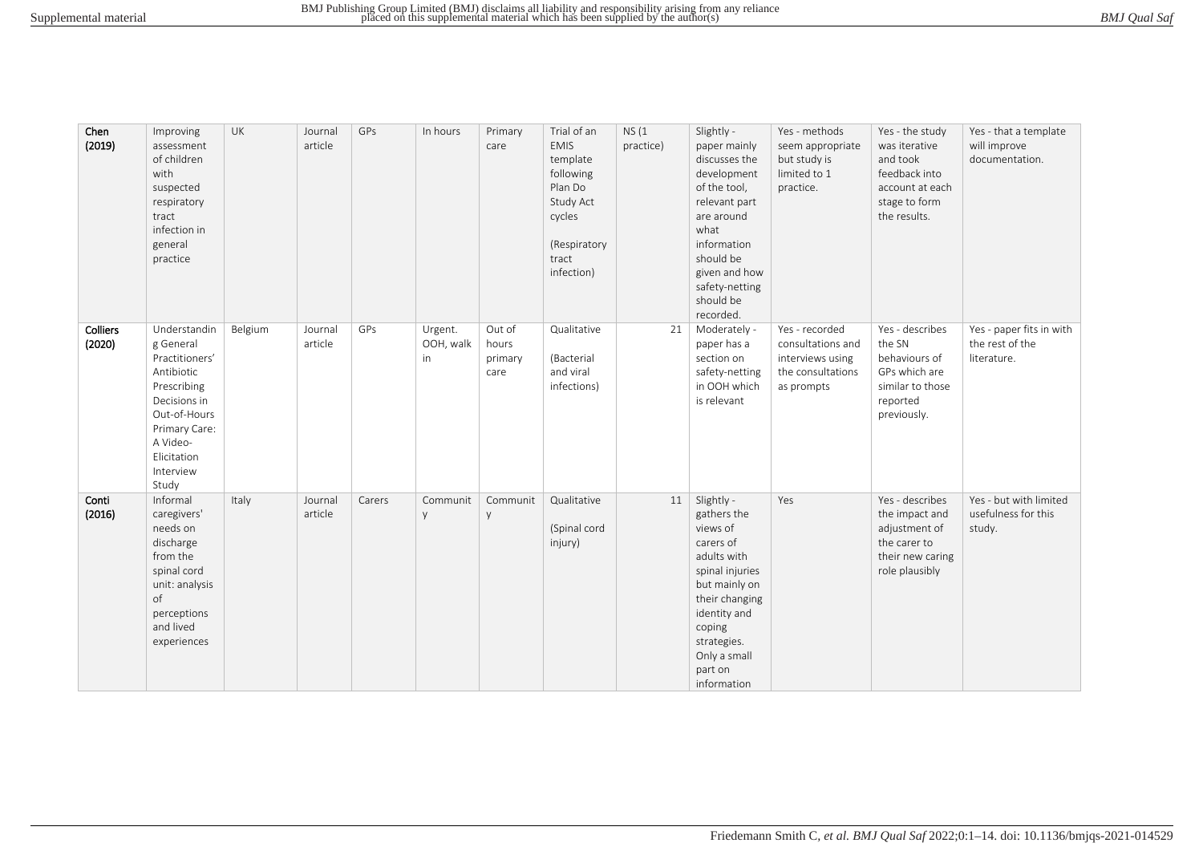| | | | | | | | | | | | | |
|---|---|---|---|---|---|---|---|---|---|---|---|---|
| **Chen (2019)** | Improving assessment of children with suspected respiratory tract infection in general practice | UK | Journal article | GPs | In hours | Primary care | Trial of an EMIS template following Plan Do Study Act cycles (Respiratory tract infection) | NS (1 practice) | Slightly - paper mainly discusses the development of the tool, relevant part are around what information should be given and how safety-netting should be recorded. | Yes - methods seem appropriate but study is limited to 1 practice. | Yes - the study was iterative and took feedback into account at each stage to form the results. | Yes - that a template will improve documentation. |
| **Colliers (2020)** | Understanding General Practitioners' Antibiotic Prescribing Decisions in Out-of-Hours Primary Care: A Video-Elicitation Interview Study | Belgium | Journal article | GPs | Urgent. OOH, walk in | Out of hours primary care | Qualitative (Bacterial and viral infections) | 21 | Moderately - paper has a section on safety-netting in OOH which is relevant | Yes - recorded consultations and interviews using the consultations as prompts | Yes - describes the SN behaviours of GPs which are similar to those reported previously. | Yes - paper fits in with the rest of the literature. |
| **Conti (2016)** | Informal caregivers' needs on discharge from the spinal cord unit: analysis of perceptions and lived experiences | Italy | Journal article | Carers | Community | Community | Qualitative (Spinal cord injury) | 11 | Slightly - gathers the views of carers of adults with spinal injuries but mainly on their changing identity and coping strategies. Only a small part on information | Yes | Yes - describes the impact and adjustment of the carer to their new caring role plausibly | Yes - but with limited usefulness for this study. |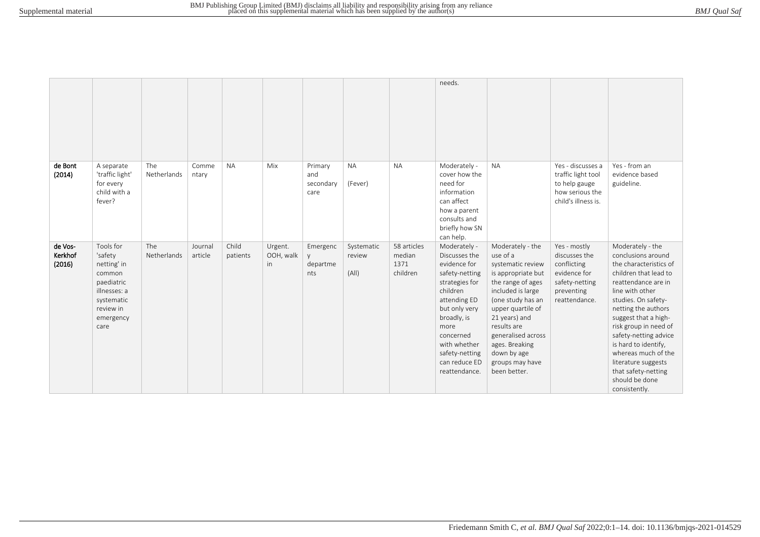|  |  |  |  |  |  |  |  |  |  |  |  |  |
|---|---|---|---|---|---|---|---|---|---|---|---|---|
|  |  |  |  |  |  |  |  |  | needs. |  |  |  |
| **de Bont (2014)** | A separate 'traffic light' for every child with a fever? | The Netherlands | Commentary | NA | Mix | Primary and secondary care | NA (Fever) | NA | Moderately - cover how the need for information can affect how a parent consults and briefly how SN can help. | NA | Yes - discusses a traffic light tool to help gauge how serious the child's illness is. | Yes - from an evidence based guideline. |
| **de Vos-Kerkhof (2016)** | Tools for 'safety netting' in common paediatric illnesses: a systematic review in emergency care | The Netherlands | Journal article | Child patients | Urgent. OOH, walk in | Emergency departments | Systematic review (All) | 58 articles median 1371 children | Moderately - Discusses the evidence for safety-netting strategies for children attending ED but only very broadly, is more concerned with whether safety-netting can reduce ED reattendance. | Moderately - the use of a systematic review is appropriate but the range of ages included is large (one study has an upper quartile of 21 years) and results are generalised across ages. Breaking down by age groups may have been better. | Yes - mostly discusses the conflicting evidence for safety-netting preventing reattendance. | Moderately - the conclusions around the characteristics of children that lead to reattendance are in line with other studies. On safety-netting the authors suggest that a high-risk group in need of safety-netting advice is hard to identify, whereas much of the literature suggests that safety-netting should be done consistently. |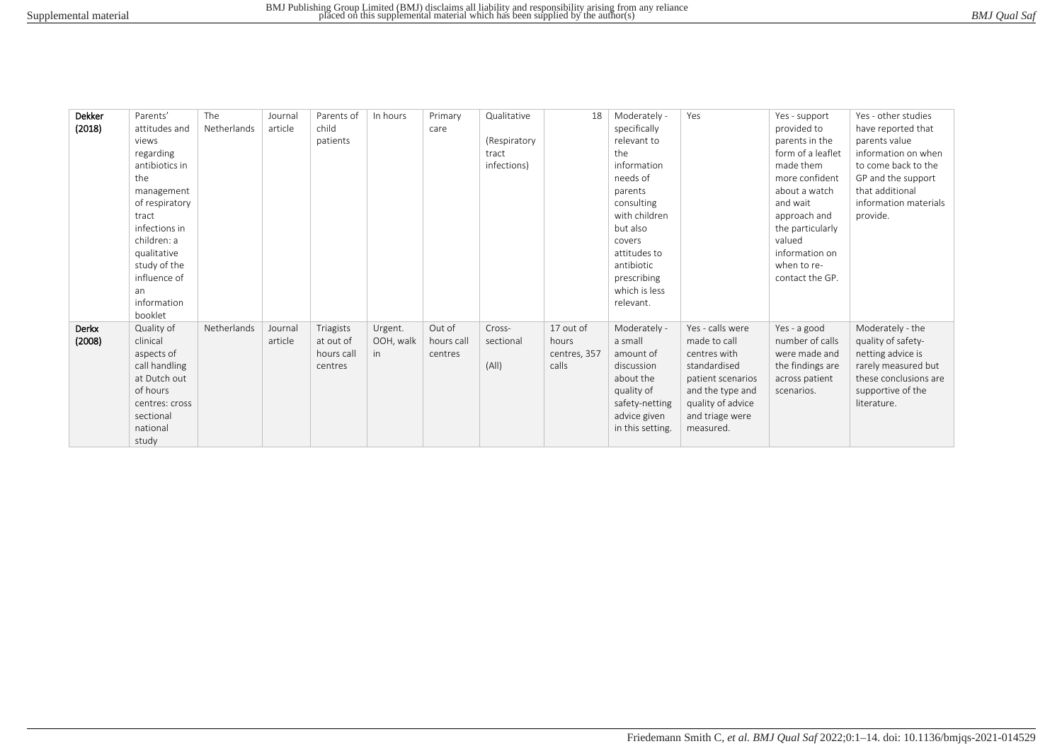| Dekker (2018) | Parents' attitudes and views regarding antibiotics in the management of respiratory tract infections in children: a qualitative study of the influence of an information booklet | The Netherlands | Journal article | Parents of child patients | In hours | Primary care | Qualitative (Respiratory tract infections) | 18 | Moderately - specifically relevant to the information needs of parents consulting with children but also covers attitudes to antibiotic prescribing which is less relevant. | Yes | Yes - support provided to parents in the form of a leaflet made them more confident about a watch and wait approach and the particularly valued information on when to re-contact the GP. | Yes - other studies have reported that parents value information on when to come back to the GP and the support that additional information materials provide. |
|---|---|---|---|---|---|---|---|---|---|---|---|---|
| **Derkx (2008)** | Quality of clinical aspects of call handling at Dutch out of hours centres: cross sectional national study | Netherlands | Journal article | Triagists at out of hours call centres | Urgent. OOH, walk in | Out of hours call centres | Cross-sectional (All) | 17 out of hours centres, 357 calls | Moderately - a small amount of discussion about the quality of safety-netting advice given in this setting. | Yes - calls were made to call centres with standardised patient scenarios and the type and quality of advice and triage were measured. | Yes - a good number of calls were made and the findings are across patient scenarios. | Moderately - the quality of safety-netting advice is rarely measured but these conclusions are supportive of the literature. |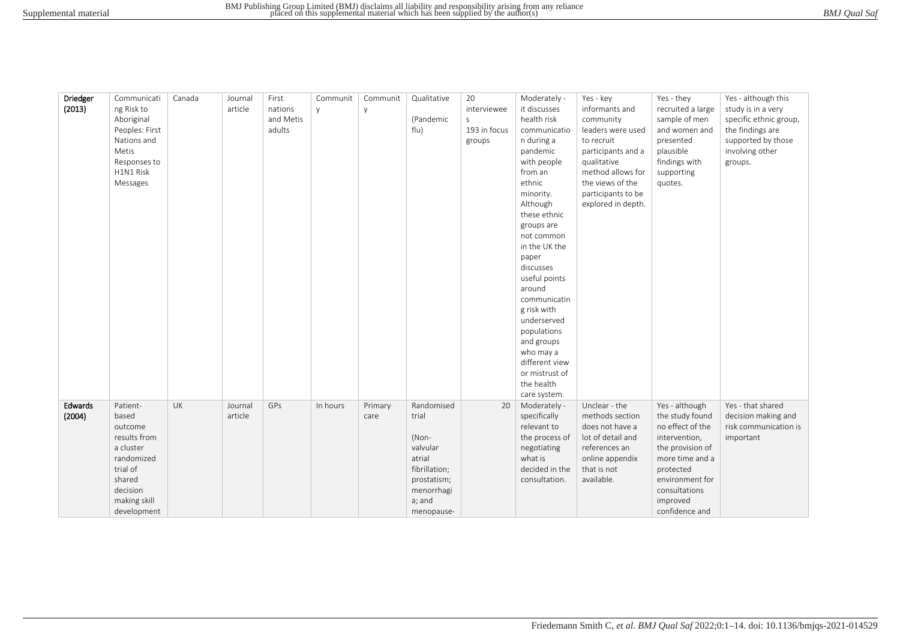| | | | | | | | | | | | | |
|---|---|---|---|---|---|---|---|---|---|---|---|---|
| **Driedger (2013)** | Communicating Risk to Aboriginal Peoples: First Nations and Metis Responses to H1N1 Risk Messages | Canada | Journal article | First nations and Metis adults | Community | Community | Qualitative (Pandemic flu) | 20 interviewees 193 in focus groups | Moderately - it discusses health risk communication during a pandemic with people from an ethnic minority. Although these ethnic groups are not common in the UK the paper discusses useful points around communicating risk with underserved populations and groups who may a different view or mistrust of the health care system. | Yes - key informants and community leaders were used to recruit participants and a qualitative method allows for the views of the participants to be explored in depth. | Yes - they recruited a large sample of men and women and presented plausible findings with supporting quotes. | Yes - although this study is in a very specific ethnic group, the findings are supported by those involving other groups. |
| **Edwards (2004)** | Patient-based outcome results from a cluster randomized trial of shared decision making skill development | UK | Journal article | GPs | In hours | Primary care | Randomised trial (Non-valvular atrial fibrillation; prostatism; menorrhagia; and menopause- | 20 | Moderately - specifically relevant to the process of negotiating what is decided in the consultation. | Unclear - the methods section does not have a lot of detail and references an online appendix that is not available. | Yes - although the study found no effect of the intervention, the provision of more time and a protected environment for consultations improved confidence and | Yes - that shared decision making and risk communication is important |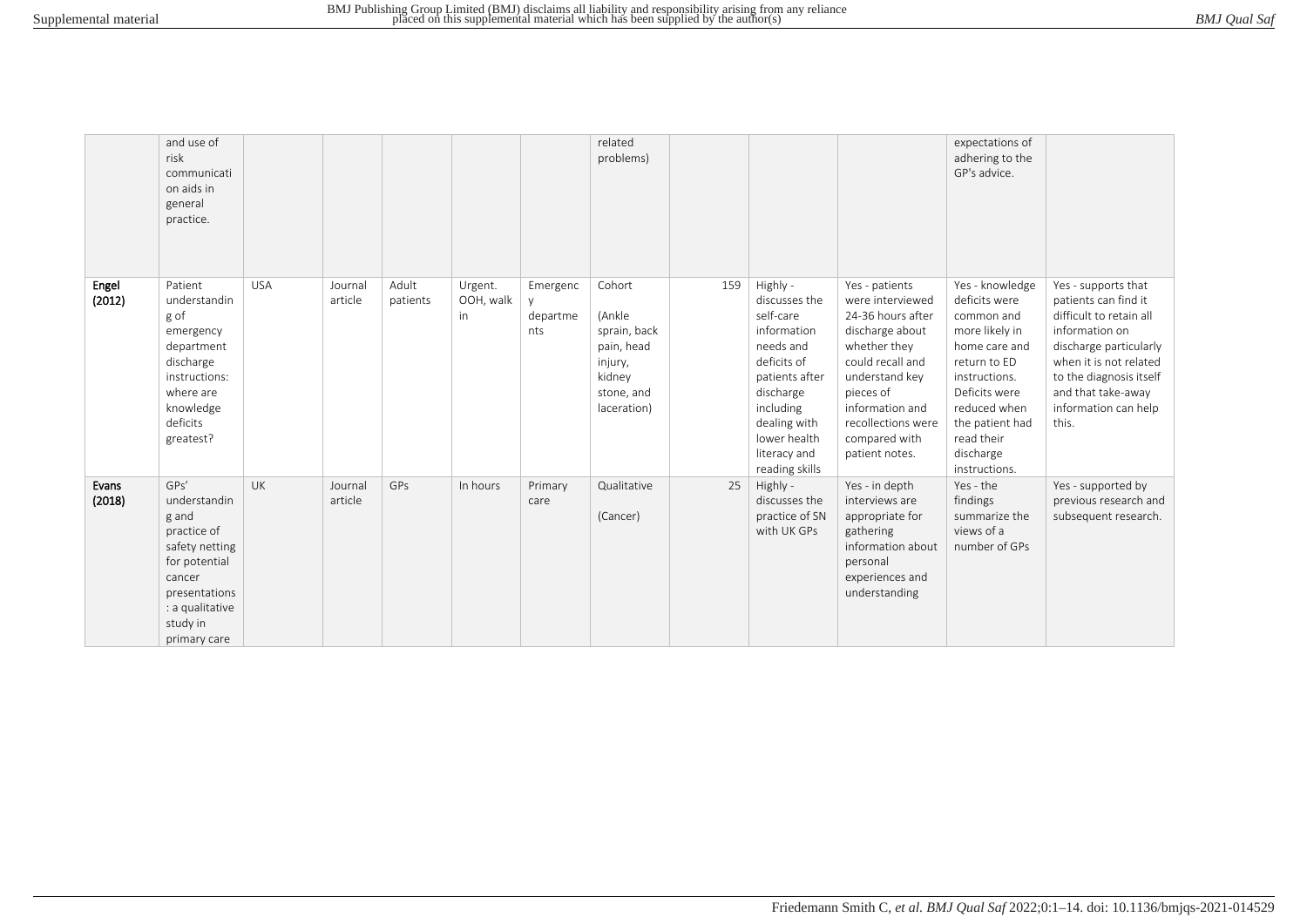|  | and use of risk communication aids in general practice. |  |  |  |  |  | related problems) |  |  |  | expectations of adhering to the GP's advice. |  |
|---|---|---|---|---|---|---|---|---|---|---|---|---|
| **Engel (2012)** | Patient understanding of emergency department discharge instructions: where are knowledge deficits greatest? | USA | Journal article | Adult patients | Urgent. OOH, walk in | Emergency departments | Cohort (Ankle sprain, back pain, head injury, kidney stone, and laceration) | 159 | Highly - discusses the self-care information needs and deficits of patients after discharge including dealing with lower health literacy and reading skills | Yes - patients were interviewed 24-36 hours after discharge about whether they could recall and understand key pieces of information and recollections were compared with patient notes. | Yes - knowledge deficits were common and more likely in home care and return to ED instructions. Deficits were reduced when the patient had read their discharge instructions. | Yes - supports that patients can find it difficult to retain all information on discharge particularly when it is not related to the diagnosis itself and that take-away information can help this. |
| **Evans (2018)** | GPs' understanding and practice of safety netting for potential cancer presentations: a qualitative study in primary care | UK | Journal article | GPs | In hours | Primary care | Qualitative (Cancer) | 25 | Highly - discusses the practice of SN with UK GPs | Yes - in depth interviews are appropriate for gathering information about personal experiences and understanding | Yes - the findings summarize the views of a number of GPs | Yes - supported by previous research and subsequent research. |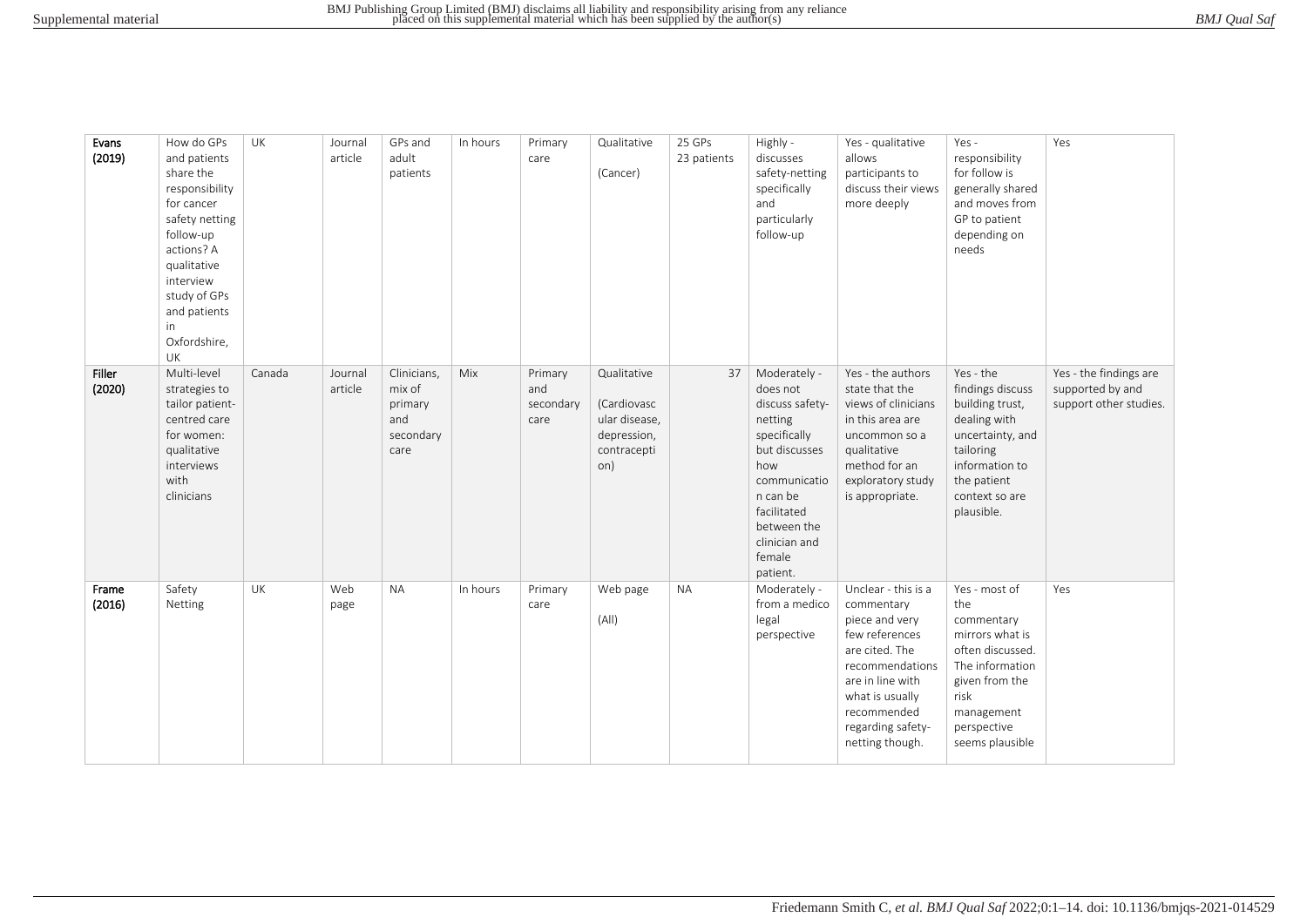| Evans (2019) | How do GPs and patients share the responsibility for cancer safety netting follow-up actions? A qualitative interview study of GPs and patients in Oxfordshire, UK | UK | Journal article | GPs and adult patients | In hours | Primary care | Qualitative (Cancer) | 25 GPs 23 patients | Highly - discusses safety-netting specifically and particularly follow-up | Yes - qualitative allows participants to discuss their views more deeply | Yes - responsibility for follow is generally shared and moves from GP to patient depending on needs | Yes |
|---|---|---|---|---|---|---|---|---|---|---|---|---|
| Filler (2020) | Multi-level strategies to tailor patient-centred care for women: qualitative interviews with clinicians | Canada | Journal article | Clinicians, mix of primary and secondary care | Mix | Primary and secondary care | Qualitative (Cardiovascular disease, depression, contraception) | 37 | Moderately - does not discuss safety-netting specifically but discusses how communication can be facilitated between the clinician and female patient. | Yes - the authors state that the views of clinicians in this area are uncommon so a qualitative method for an exploratory study is appropriate. | Yes - the findings discuss building trust, dealing with uncertainty, and tailoring information to the patient context so are plausible. | Yes - the findings are supported by and support other studies. |
| Frame (2016) | Safety Netting | UK | Web page | NA | In hours | Primary care | Web page (All) | NA | Moderately - from a medico legal perspective | Unclear - this is a commentary piece and very few references are cited. The recommendations are in line with what is usually recommended regarding safety-netting though. | Yes - most of the commentary mirrors what is often discussed. The information given from the risk management perspective seems plausible | Yes |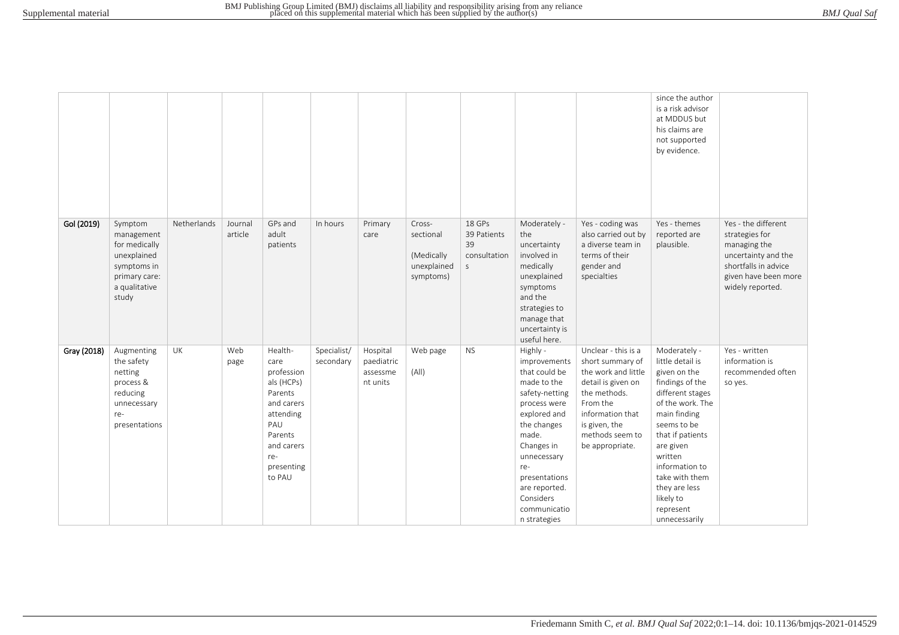|  |  |  |  |  |  |  |  |  |  |  |  |  |
|---|---|---|---|---|---|---|---|---|---|---|---|---|
|  |  |  |  |  |  |  |  |  |  |  | since the author is a risk advisor at MDDUS but his claims are not supported by evidence. |  |
| Gol (2019) | Symptom management for medically unexplained symptoms in primary care: a qualitative study | Netherlands | Journal article | GPs and adult patients | In hours | Primary care | Cross-sectional (Medically unexplained symptoms) | 18 GPs 39 Patients 39 consultations | Moderately - the uncertainty involved in medically unexplained symptoms and the strategies to manage that uncertainty is useful here. | Yes - coding was also carried out by a diverse team in terms of their gender and specialties | Yes - themes reported are plausible. | Yes - the different strategies for managing the uncertainty and the shortfalls in advice given have been more widely reported. |
| Gray (2018) | Augmenting the safety netting process & reducing unnecessary re-presentations | UK | Web page | Health-care professionals (HCPs) Parents and carers attending PAU Parents and carers re-presenting to PAU | Specialist/ secondary | Hospital paediatric assessment units | Web page (All) | NS | Highly - improvements that could be made to the safety-netting process were explored and the changes made. Changes in unnecessary re-presentations are reported. Considers communication strategies | Unclear - this is a short summary of the work and little detail is given on the methods. From the information that is given, the methods seem to be appropriate. | Moderately - little detail is given on the findings of the different stages of the work. The main finding seems to be that if patients are given written information to take with them they are less likely to represent unnecessarily | Yes - written information is recommended often so yes. |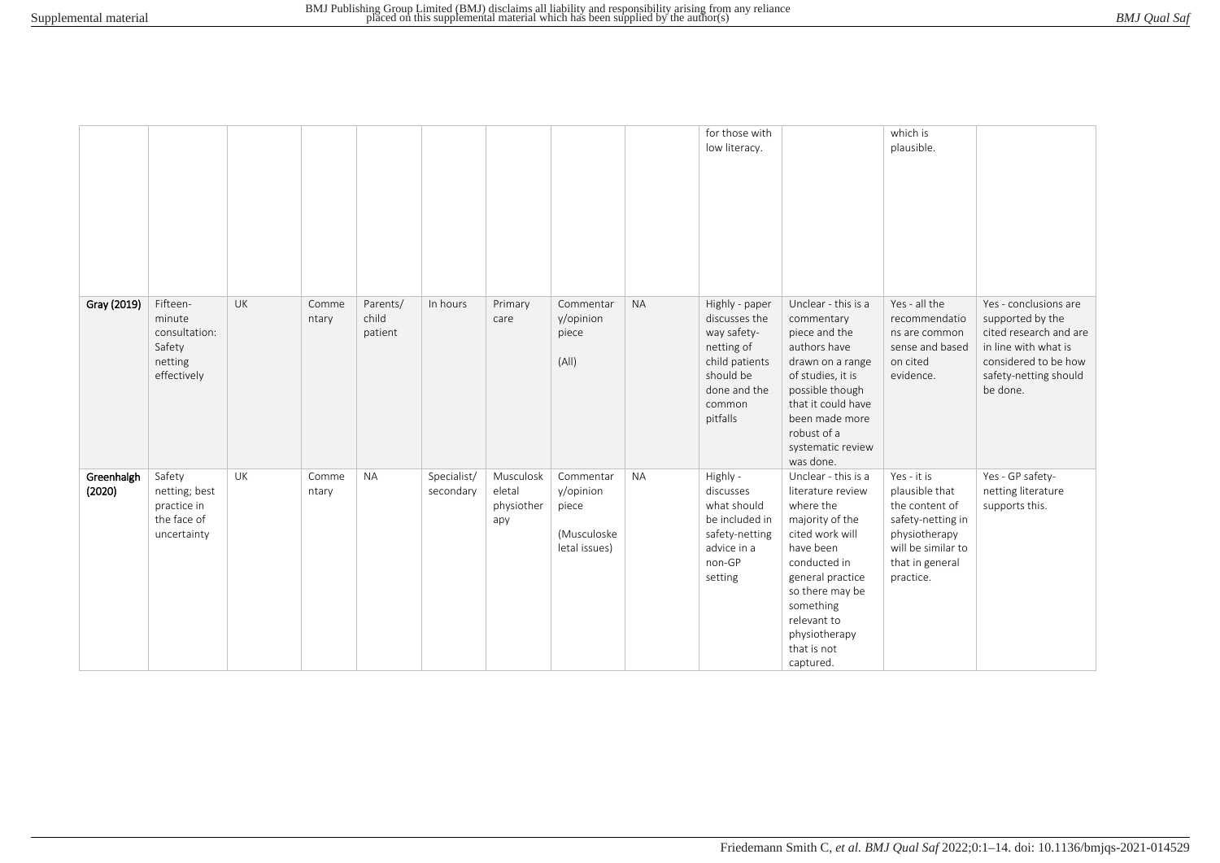|  |  |  |  |  |  |  |  |  |  |  |  |  |
|---|---|---|---|---|---|---|---|---|---|---|---|---|
|  |  |  |  |  |  |  |  |  | for those with low literacy. |  | which is plausible. |  |
| **Gray (2019)** | Fifteen-minute consultation: Safety netting effectively | UK | Commentary | Parents/ child patient | In hours | Primary care | Commentary/opinion piece (All) | NA | Highly - paper discusses the way safety-netting of child patients should be done and the common pitfalls | Unclear - this is a commentary piece and the authors have drawn on a range of studies, it is possible though that it could have been made more robust of a systematic review was done. | Yes - all the recommendations are common sense and based on cited evidence. | Yes - conclusions are supported by the cited research and are in line with what is considered to be how safety-netting should be done. |
| **Greenhalgh (2020)** | Safety netting; best practice in the face of uncertainty | UK | Commentary | NA | Specialist/ secondary | Musculoskeletal physiotherapy | Commentary/opinion piece (Musculoskeletal issues) | NA | Highly - discusses what should be included in safety-netting advice in a non-GP setting | Unclear - this is a literature review where the majority of the cited work will have been conducted in general practice so there may be something relevant to physiotherapy that is not captured. | Yes - it is plausible that the content of safety-netting in physiotherapy will be similar to that in general practice. | Yes - GP safety-netting literature supports this. |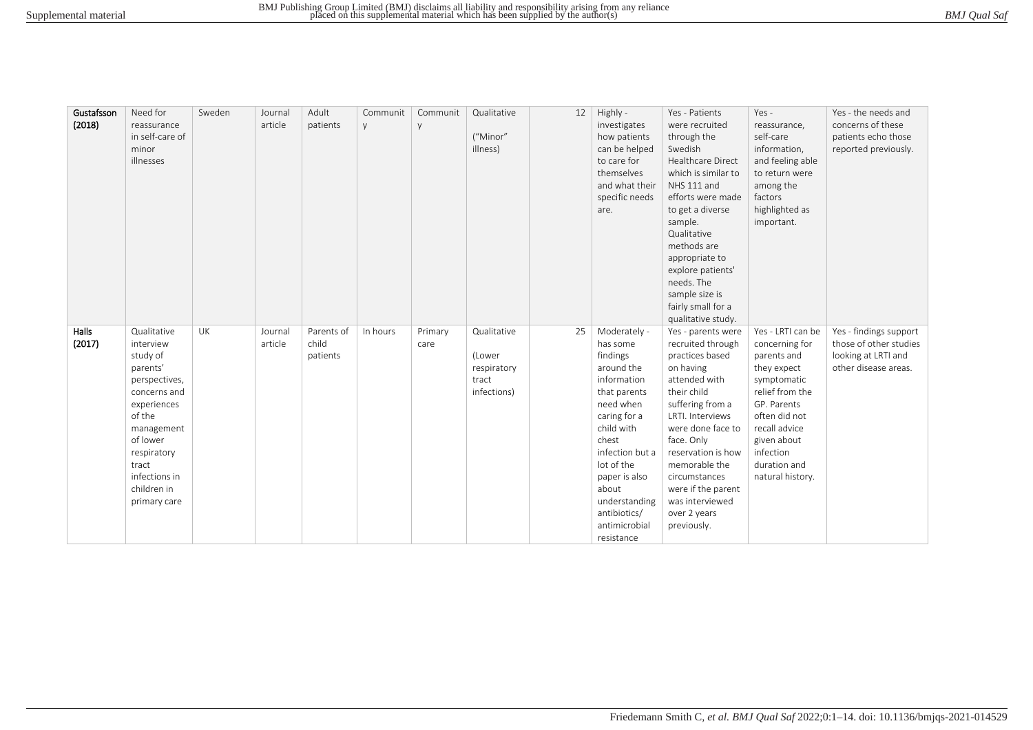| Gustafsson (2018) | Need for reassurance in self-care of minor illnesses | Sweden | Journal article | Adult patients | Community | Community | Qualitative ("Minor" illness) | 12 | Highly - investigates how patients can be helped to care for themselves and what their specific needs are. | Yes - Patients were recruited through the Swedish Healthcare Direct which is similar to NHS 111 and efforts were made to get a diverse sample. Qualitative methods are appropriate to explore patients' needs. The sample size is fairly small for a qualitative study. | Yes - reassurance, self-care information, and feeling able to return were among the factors highlighted as important. | Yes - the needs and concerns of these patients echo those reported previously. |
|---|---|---|---|---|---|---|---|---|---|---|---|---|
| Halls (2017) | Qualitative interview study of parents' perspectives, concerns and experiences of the management of lower respiratory tract infections in children in primary care | UK | Journal article | Parents of child patients | In hours | Primary care | Qualitative (Lower respiratory tract infections) | 25 | Moderately - has some findings around the information that parents need when caring for a child with chest infection but a lot of the paper is also about understanding antibiotics/ antimicrobial resistance | Yes - parents were recruited through practices based on having attended with their child suffering from a LRTI. Interviews were done face to face. Only reservation is how memorable the circumstances were if the parent was interviewed over 2 years previously. | Yes - LRTI can be concerning for parents and they expect symptomatic relief from the GP. Parents often did not recall advice given about infection duration and natural history. | Yes - findings support those of other studies looking at LRTI and other disease areas. |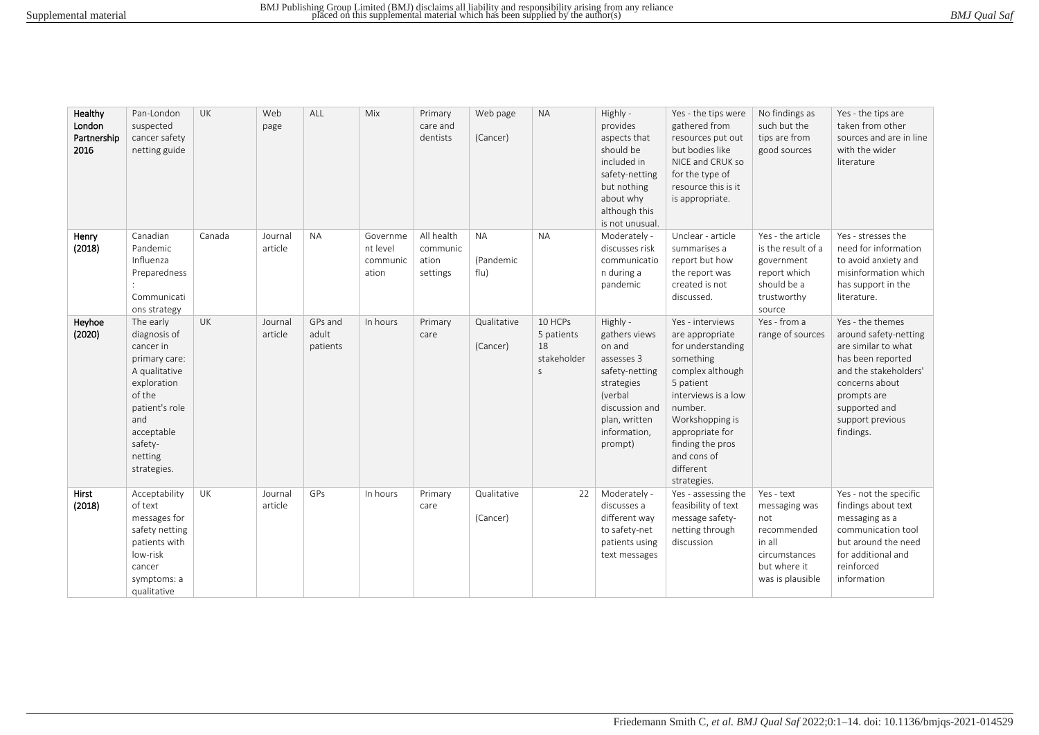| Healthy London Partnership 2016 | Pan-London suspected cancer safety netting guide | UK | Web page | ALL | Mix | Primary care and dentists | Web page (Cancer) | NA | Highly - provides aspects that should be included in safety-netting but nothing about why although this is not unusual. | Yes - the tips were gathered from resources put out but bodies like NICE and CRUK so for the type of resource this is it is appropriate. | No findings as such but the tips are from good sources | Yes - the tips are taken from other sources and are in line with the wider literature |
|---|---|---|---|---|---|---|---|---|---|---|---|---|
| Henry (2018) | Canadian Pandemic Influenza Preparedness: Communications strategy | Canada | Journal article | NA | Government level communication | All health communication settings | NA (Pandemic flu) | NA | Moderately - discusses risk communication during a pandemic | Unclear - article summarises a report but how the report was created is not discussed. | Yes - the article is the result of a government report which should be a trustworthy source | Yes - stresses the need for information to avoid anxiety and misinformation which has support in the literature. |
| Heyhoe (2020) | The early diagnosis of cancer in primary care: A qualitative exploration of the patient's role and acceptable safety-netting strategies. | UK | Journal article | GPs and adult patients | In hours | Primary care | Qualitative (Cancer) | 10 HCPs 5 patients 18 stakeholders | Highly - gathers views on and assesses 3 safety-netting strategies (verbal discussion and plan, written information, prompt) | Yes - interviews are appropriate for understanding something complex although 5 patient interviews is a low number. Workshopping is appropriate for finding the pros and cons of different strategies. | Yes - from a range of sources | Yes - the themes around safety-netting are similar to what has been reported and the stakeholders' concerns about prompts are supported and support previous findings. |
| Hirst (2018) | Acceptability of text messages for safety netting patients with low-risk cancer symptoms: a qualitative | UK | Journal article | GPs | In hours | Primary care | Qualitative (Cancer) | 22 | Moderately - discusses a different way to safety-net patients using text messages | Yes - assessing the feasibility of text message safety-netting through discussion | Yes - text messaging was not recommended in all circumstances but where it was is plausible | Yes - not the specific findings about text messaging as a communication tool but around the need for additional and reinforced information |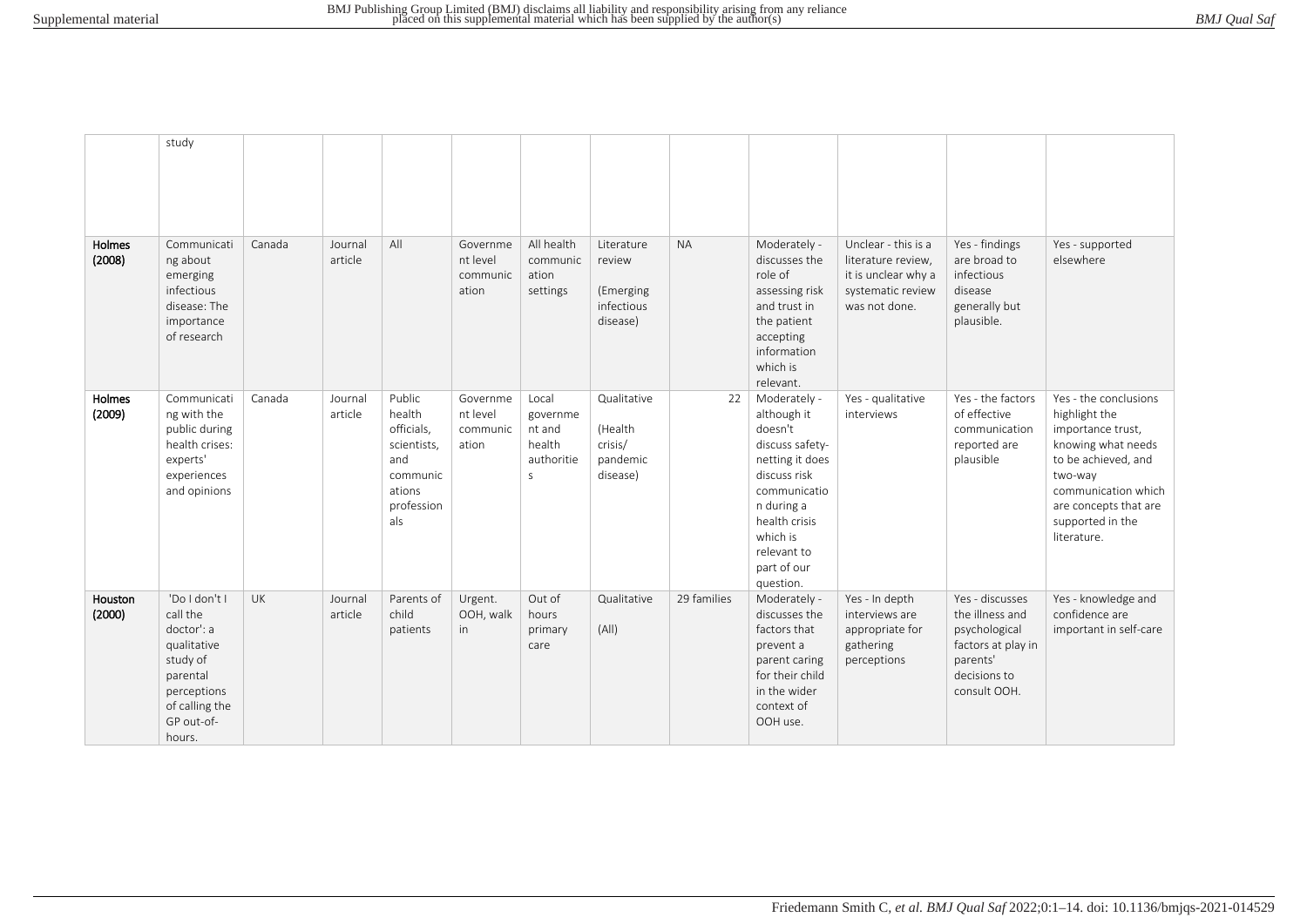| | study | | | | | | | | | | | |
|---|---|---|---|---|---|---|---|---|---|---|---|---|
| **Holmes (2008)** | Communicating about emerging infectious disease: The importance of research | Canada | Journal article | All | Government level communication | All health communication settings | Literature review (Emerging infectious disease) | NA | Moderately - discusses the role of assessing risk and trust in the patient accepting information which is relevant. | Unclear - this is a literature review, it is unclear why a systematic review was not done. | Yes - findings are broad to infectious disease generally but plausible. | Yes - supported elsewhere |
| **Holmes (2009)** | Communicating with the public during health crises: experts' experiences and opinions | Canada | Journal article | Public health officials, scientists, and communications professionals | Government level communication | Local government and health authorities | Qualitative (Health crisis/ pandemic disease) | 22 | Moderately - although it doesn't discuss safety-netting it does discuss risk communication during a health crisis which is relevant to part of our question. | Yes - qualitative interviews | Yes - the factors of effective communication reported are plausible | Yes - the conclusions highlight the importance trust, knowing what needs to be achieved, and two-way communication which are concepts that are supported in the literature. |
| **Houston (2000)** | 'Do I don't I call the doctor': a qualitative study of parental perceptions of calling the GP out-of-hours. | UK | Journal article | Parents of child patients | Urgent. OOH, walk in | Out of hours primary care | Qualitative (All) | 29 families | Moderately - discusses the factors that prevent a parent caring for their child in the wider context of OOH use. | Yes - In depth interviews are appropriate for gathering perceptions | Yes - discusses the illness and psychological factors at play in parents' decisions to consult OOH. | Yes - knowledge and confidence are important in self-care |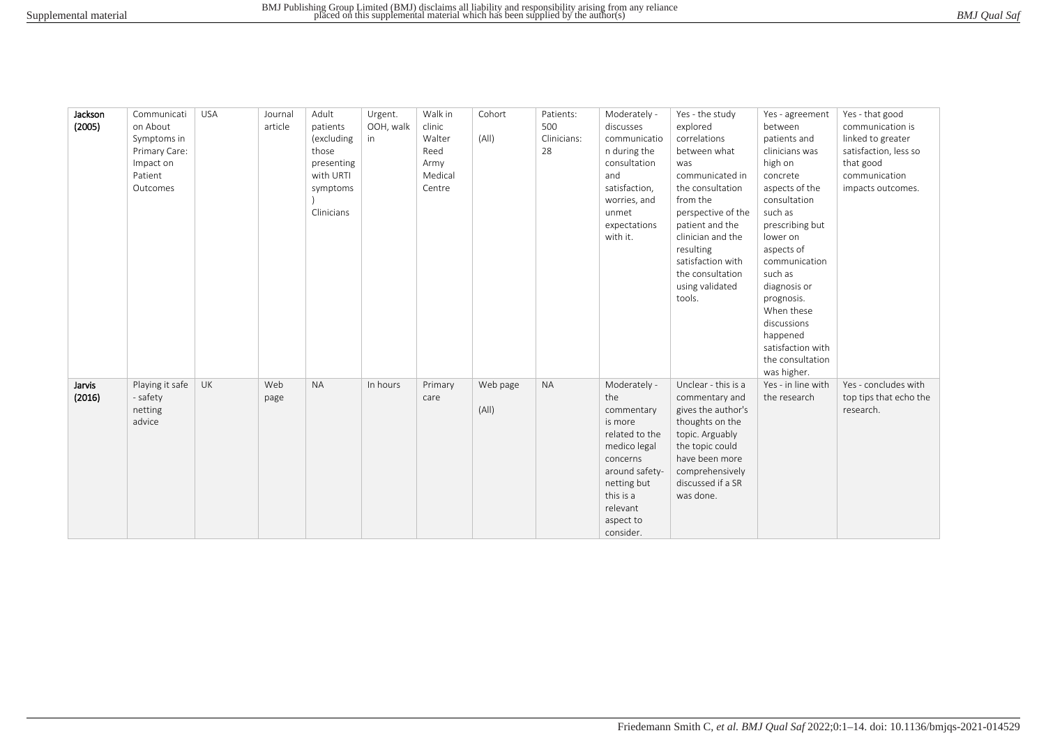| Jackson (2005) | Communication About Symptoms in Primary Care: Impact on Patient Outcomes | USA | Journal article | Adult patients (excluding those presenting with URTI symptoms) Clinicians | Urgent. OOH, walk in | Walk in clinic Walter Reed Army Medical Centre | Cohort (All) | Patients: 500 Clinicians: 28 | Moderately - discusses communication during the consultation and satisfaction, worries, and unmet expectations with it. | Yes - the study explored correlations between what was communicated in the consultation from the perspective of the patient and the clinician and the resulting satisfaction with the consultation using validated tools. | Yes - agreement between patients and clinicians was high on concrete aspects of the consultation such as prescribing but lower on aspects of communication such as diagnosis or prognosis. When these discussions happened satisfaction with the consultation was higher. | Yes - that good communication is linked to greater satisfaction, less so that good communication impacts outcomes. |
|---|---|---|---|---|---|---|---|---|---|---|---|---|
| Jarvis (2016) | Playing it safe - safety netting advice | UK | Web page | NA | In hours | Primary care | Web page (All) | NA | Moderately - the commentary is more related to the medico legal concerns around safety-netting but this is a relevant aspect to consider. | Unclear - this is a commentary and gives the author's thoughts on the topic. Arguably the topic could have been more comprehensively discussed if a SR was done. | Yes - in line with the research | Yes - concludes with top tips that echo the research. |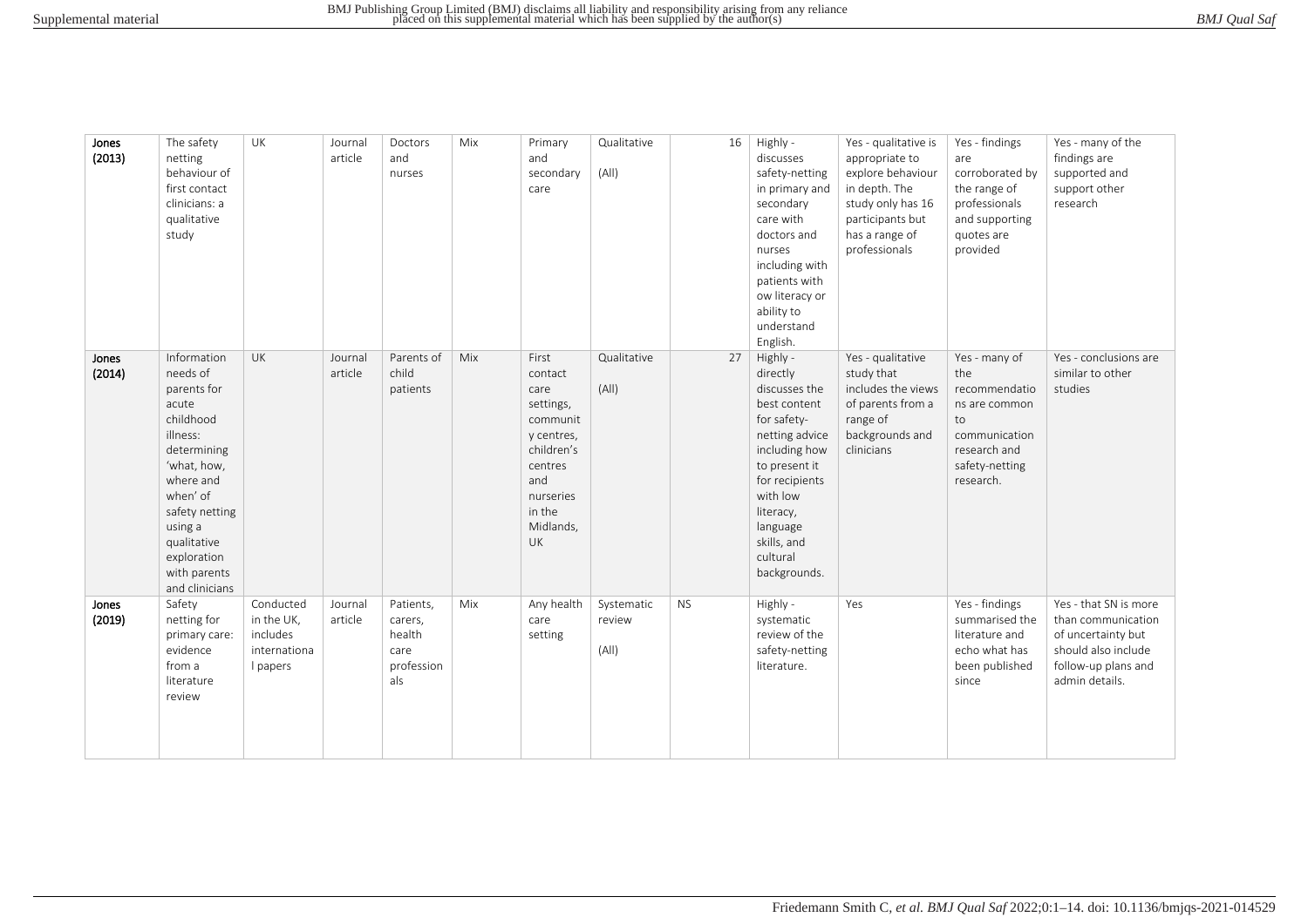| Jones (2013) | The safety netting behaviour of first contact clinicians: a qualitative study | UK | Journal article | Doctors and nurses | Mix | Primary and secondary care | Qualitative (All) | 16 | Highly - discusses safety-netting in primary and secondary care with doctors and nurses including with patients with ow literacy or ability to understand English. | Yes - qualitative is appropriate to explore behaviour in depth. The study only has 16 participants but has a range of professionals | Yes - findings are corroborated by the range of professionals and supporting quotes are provided | Yes - many of the findings are supported and support other research |
|---|---|---|---|---|---|---|---|---|---|---|---|---|
| Jones (2014) | Information needs of parents for acute childhood illness: determining 'what, how, where and when' of safety netting using a qualitative exploration with parents and clinicians | UK | Journal article | Parents of child patients | Mix | First contact care settings, community centres, children's centres and nurseries in the Midlands, UK | Qualitative (All) | 27 | Highly - directly discusses the best content for safety-netting advice including how to present it for recipients with low literacy, language skills, and cultural backgrounds. | Yes - qualitative study that includes the views of parents from a range of backgrounds and clinicians | Yes - many of the recommendations are common to communication research and safety-netting research. | Yes - conclusions are similar to other studies |
| Jones (2019) | Safety netting for primary care: evidence from a literature review | Conducted in the UK, includes international papers | Journal article | Patients, carers, health care professionals | Mix | Any health care setting | Systematic review (All) | NS | Highly - systematic review of the safety-netting literature. | Yes | Yes - findings summarised the literature and echo what has been published since | Yes - that SN is more than communication of uncertainty but should also include follow-up plans and admin details. |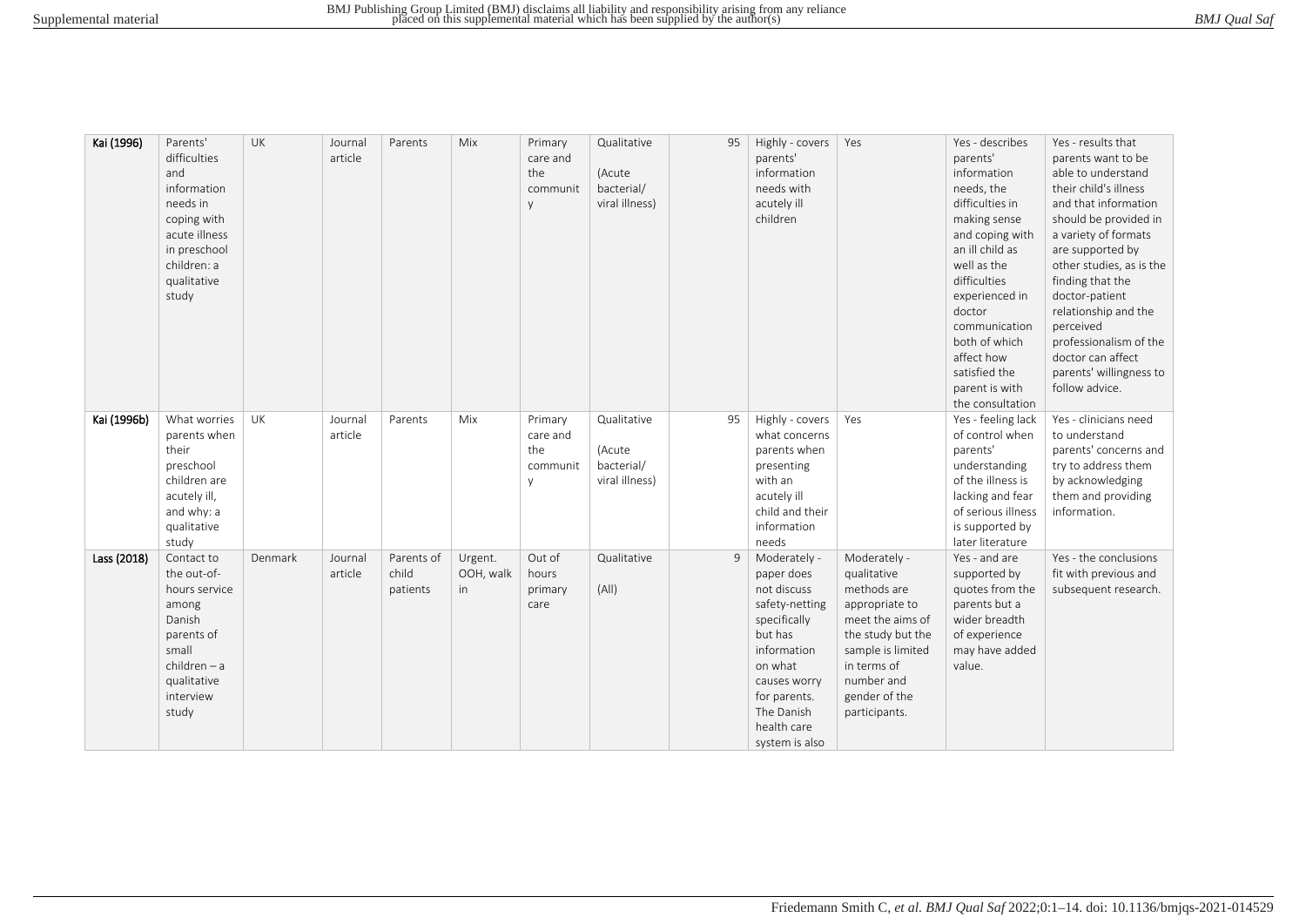| Kai (1996) | Parents' difficulties and information needs in coping with acute illness in preschool children: a qualitative study | UK | Journal article | Parents | Mix | Primary care and the community | Qualitative (Acute bacterial/ viral illness) | 95 | Highly - covers parents' information needs with acutely ill children | Yes | Yes - describes parents' information needs, the difficulties in making sense and coping with an ill child as well as the difficulties experienced in doctor communication both of which affect how satisfied the parent is with the consultation | Yes - results that parents want to be able to understand their child's illness and that information should be provided in a variety of formats are supported by other studies, as is the finding that the doctor-patient relationship and the perceived professionalism of the doctor can affect parents' willingness to follow advice. |
|---|---|---|---|---|---|---|---|---|---|---|---|---|
| Kai (1996b) | What worries parents when their preschool children are acutely ill, and why: a qualitative study | UK | Journal article | Parents | Mix | Primary care and the community | Qualitative (Acute bacterial/ viral illness) | 95 | Highly - covers what concerns parents when presenting with an acutely ill child and their information needs | Yes | Yes - feeling lack of control when parents' understanding of the illness is lacking and fear of serious illness is supported by later literature | Yes - clinicians need to understand parents' concerns and try to address them by acknowledging them and providing information. |
| Lass (2018) | Contact to the out-of-hours service among Danish parents of small children – a qualitative interview study | Denmark | Journal article | Parents of child patients | Urgent. OOH, walk in | Out of hours primary care | Qualitative (All) | 9 | Moderately - paper does not discuss safety-netting specifically but has information on what causes worry for parents. The Danish health care system is also | Moderately - qualitative methods are appropriate to meet the aims of the study but the sample is limited in terms of number and gender of the participants. | Yes - and are supported by quotes from the parents but a wider breadth of experience may have added value. | Yes - the conclusions fit with previous and subsequent research. |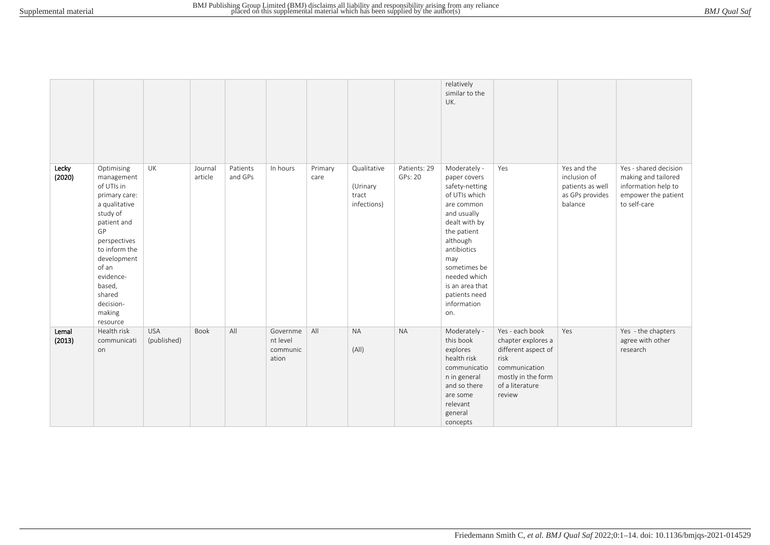|  |  |  |  |  |  |  |  |  | relatively similar to the UK. |  |  |  |
|---|---|---|---|---|---|---|---|---|---|---|---|---|
| **Lecky (2020)** | Optimising management of UTIs in primary care: a qualitative study of patient and GP perspectives to inform the development of an evidence-based, shared decision-making resource | UK | Journal article | Patients and GPs | In hours | Primary care | Qualitative (Urinary tract infections) | Patients: 29 GPs: 20 | Moderately - paper covers safety-netting of UTIs which are common and usually dealt with by the patient although antibiotics may sometimes be needed which is an area that patients need information on. | Yes | Yes and the inclusion of patients as well as GPs provides balance | Yes - shared decision making and tailored information help to empower the patient to self-care |
| **Lemal (2013)** | Health risk communication | USA (published) | Book | All | Government level communication | All | NA (All) | NA | Moderately - this book explores health risk communication in general and so there are some relevant general concepts | Yes - each book chapter explores a different aspect of risk communication mostly in the form of a literature review | Yes | Yes - the chapters agree with other research |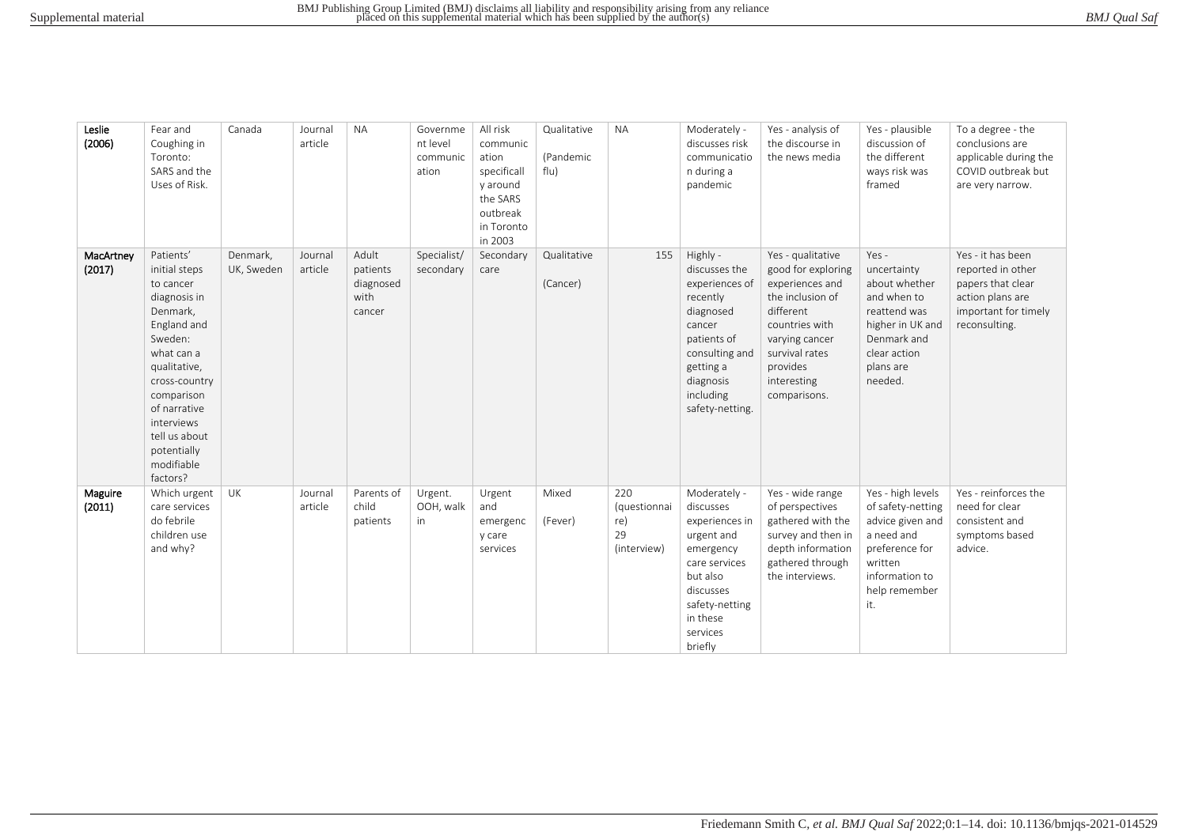| Leslie (2006) | Fear and Coughing in Toronto: SARS and the Uses of Risk. | Canada | Journal article | NA | Government level communication | All risk communication specifically around the SARS outbreak in Toronto in 2003 | Qualitative (Pandemic flu) | NA | Moderately - discusses risk communication during a pandemic | Yes - analysis of the discourse in the news media | Yes - plausible discussion of the different ways risk was framed | To a degree - the conclusions are applicable during the COVID outbreak but are very narrow. |
|---|---|---|---|---|---|---|---|---|---|---|---|---|
| MacArtney (2017) | Patients' initial steps to cancer diagnosis in Denmark, England and Sweden: what can a qualitative, cross-country comparison of narrative interviews tell us about potentially modifiable factors? | Denmark, UK, Sweden | Journal article | Adult patients diagnosed with cancer | Specialist/ secondary | Secondary care | Qualitative (Cancer) | 155 | Highly - discusses the experiences of recently diagnosed cancer patients of consulting and getting a diagnosis including safety-netting. | Yes - qualitative good for exploring experiences and the inclusion of different countries with varying cancer survival rates provides interesting comparisons. | Yes - uncertainty about whether and when to reattend was higher in UK and Denmark and clear action plans are needed. | Yes - it has been reported in other papers that clear action plans are important for timely reconsulting. |
| Maguire (2011) | Which urgent care services do febrile children use and why? | UK | Journal article | Parents of child patients | Urgent. OOH, walk in | Urgent and emergency care services | Mixed (Fever) | 220 (questionnaire) 29 (interview) | Moderately - discusses experiences in urgent and emergency care services but also discusses safety-netting in these services briefly | Yes - wide range of perspectives gathered with the survey and then in depth information gathered through the interviews. | Yes - high levels of safety-netting advice given and a need and preference for written information to help remember it. | Yes - reinforces the need for clear consistent and symptoms based advice. |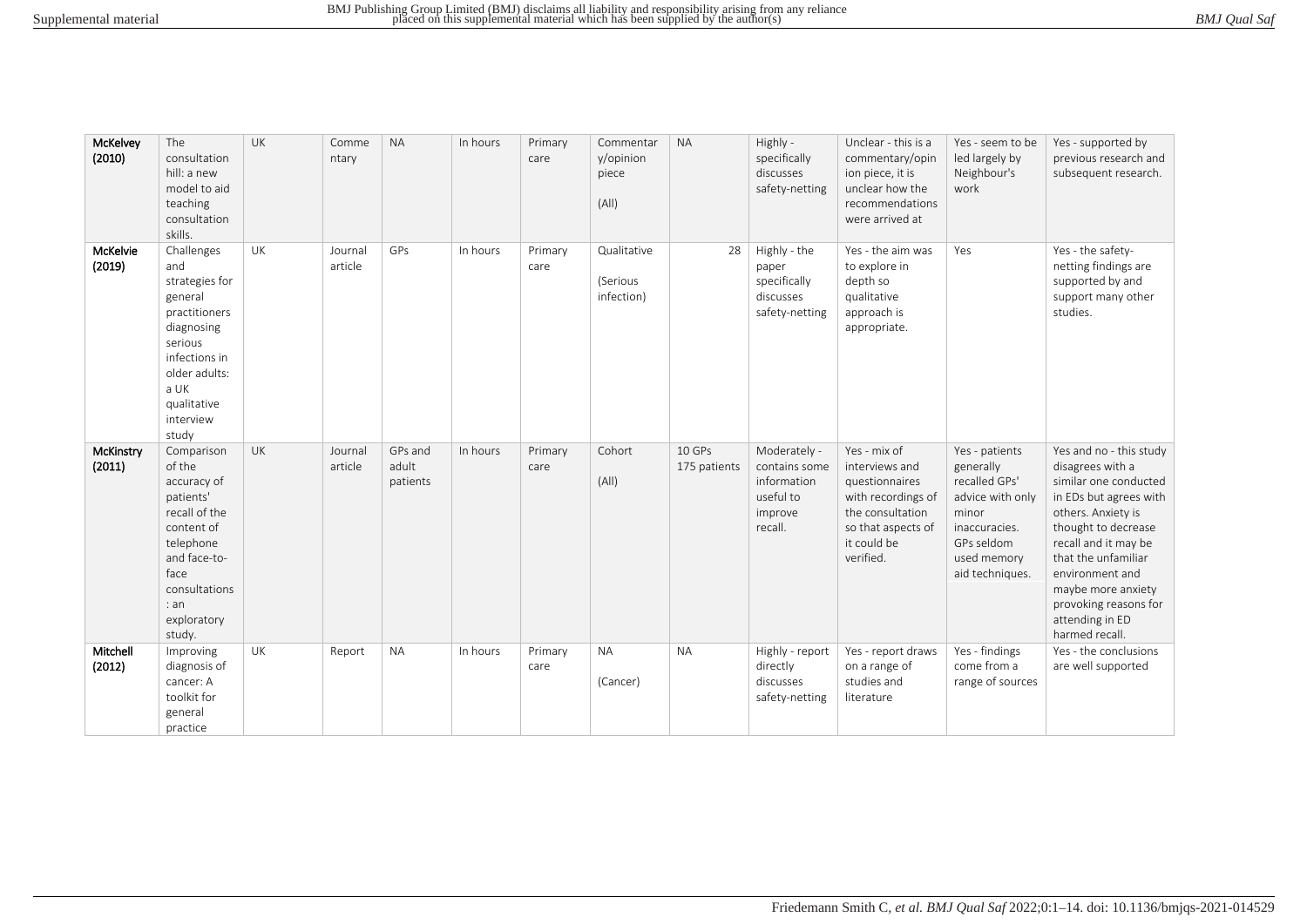| McKelvey (2010) | The consultation hill: a new model to aid teaching consultation skills. | UK | Commentary | NA | In hours | Primary care | Commentary/opinion piece (All) | NA | Highly - specifically discusses safety-netting | Unclear - this is a commentary/opinion piece, it is unclear how the recommendations were arrived at | Yes - seem to be led largely by Neighbour's work | Yes - supported by previous research and subsequent research. |
|---|---|---|---|---|---|---|---|---|---|---|---|---|
| McKelvie (2019) | Challenges and strategies for general practitioners diagnosing serious infections in older adults: a UK qualitative interview study | UK | Journal article | GPs | In hours | Primary care | Qualitative (Serious infection) | 28 | Highly - the paper specifically discusses safety-netting | Yes - the aim was to explore in depth so qualitative approach is appropriate. | Yes | Yes - the safety-netting findings are supported by and support many other studies. |
| McKinstry (2011) | Comparison of the accuracy of patients' recall of the content of telephone and face-to-face consultations: an exploratory study. | UK | Journal article | GPs and adult patients | In hours | Primary care | Cohort (All) | 10 GPs 175 patients | Moderately - contains some information useful to improve recall. | Yes - mix of interviews and questionnaires with recordings of the consultation so that aspects of it could be verified. | Yes - patients generally recalled GPs' advice with only minor inaccuracies. GPs seldom used memory aid techniques. | Yes and no - this study disagrees with a similar one conducted in EDs but agrees with others. Anxiety is thought to decrease recall and it may be that the unfamiliar environment and maybe more anxiety provoking reasons for attending in ED harmed recall. |
| Mitchell (2012) | Improving diagnosis of cancer: A toolkit for general practice | UK | Report | NA | In hours | Primary care | NA (Cancer) | NA | Highly - report directly discusses safety-netting | Yes - report draws on a range of studies and literature | Yes - findings come from a range of sources | Yes - the conclusions are well supported |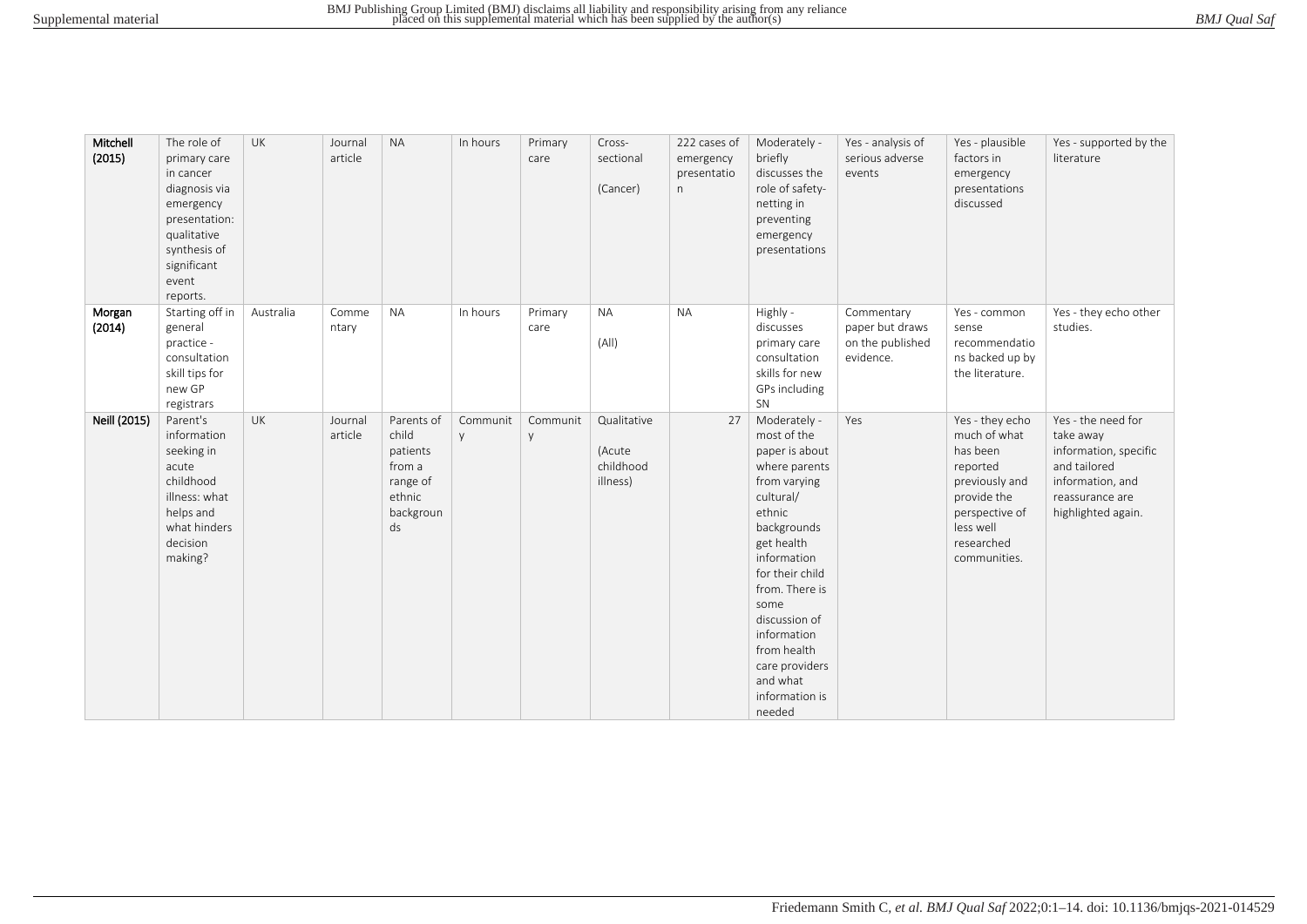| Mitchell (2015) | The role of primary care in cancer diagnosis via emergency presentation: qualitative synthesis of significant event reports. | UK | Journal article | NA | In hours | Primary care | Cross-sectional (Cancer) | 222 cases of emergency presentation | Moderately - briefly discusses the role of safety-netting in preventing emergency presentations | Yes - analysis of serious adverse events | Yes - plausible factors in emergency presentations discussed | Yes - supported by the literature |
|---|---|---|---|---|---|---|---|---|---|---|---|---|
| Morgan (2014) | Starting off in general practice - consultation skill tips for new GP registrars | Australia | Commentary | NA | In hours | Primary care | NA (All) | NA | Highly - discusses primary care consultation skills for new GPs including SN | Commentary paper but draws on the published evidence. | Yes - common sense recommendations backed up by the literature. | Yes - they echo other studies. |
| Neill (2015) | Parent's information seeking in acute childhood illness: what helps and what hinders decision making? | UK | Journal article | Parents of child patients from a range of ethnic backgrounds | Community | Community | Qualitative (Acute childhood illness) | 27 | Moderately - most of the paper is about where parents from varying cultural/ ethnic backgrounds get health information for their child from. There is some discussion of information from health care providers and what information is needed | Yes | Yes - they echo much of what has been reported previously and provide the perspective of less well researched communities. | Yes - the need for take away information, specific and tailored information, and reassurance are highlighted again. |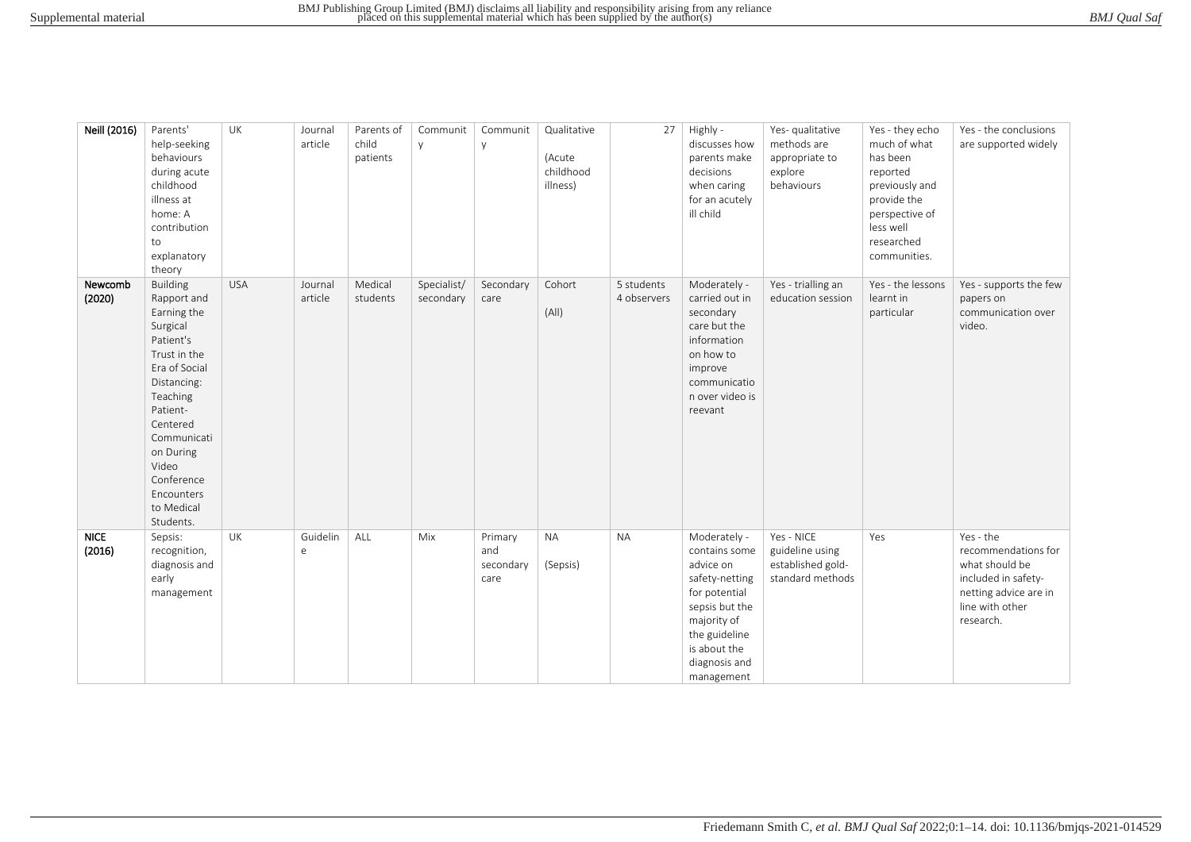| Neill (2016) | Parents' help-seeking behaviours during acute childhood illness at home: A contribution to explanatory theory | UK | Journal article | Parents of child patients | Community | Community | Qualitative (Acute childhood illness) | 27 | Highly - discusses how parents make decisions when caring for an acutely ill child | Yes- qualitative methods are appropriate to explore behaviours | Yes - they echo much of what has been reported previously and provide the perspective of less well researched communities. | Yes - the conclusions are supported widely |
|---|---|---|---|---|---|---|---|---|---|---|---|---|
| **Newcomb (2020)** | Building Rapport and Earning the Surgical Patient's Trust in the Era of Social Distancing: Teaching Patient-Centered Communication During Video Conference Encounters to Medical Students. | USA | Journal article | Medical students | Specialist/ secondary | Secondary care | Cohort (All) | 5 students 4 observers | Moderately - carried out in secondary care but the information on how to improve communication over video is reevant | Yes - trialling an education session | Yes - the lessons learnt in particular | Yes - supports the few papers on communication over video. |
| **NICE (2016)** | Sepsis: recognition, diagnosis and early management | UK | Guideline | ALL | Mix | Primary and secondary care | NA (Sepsis) | NA | Moderately - contains some advice on safety-netting for potential sepsis but the majority of the guideline is about the diagnosis and management | Yes - NICE guideline using established gold-standard methods | Yes | Yes - the recommendations for what should be included in safety-netting advice are in line with other research. |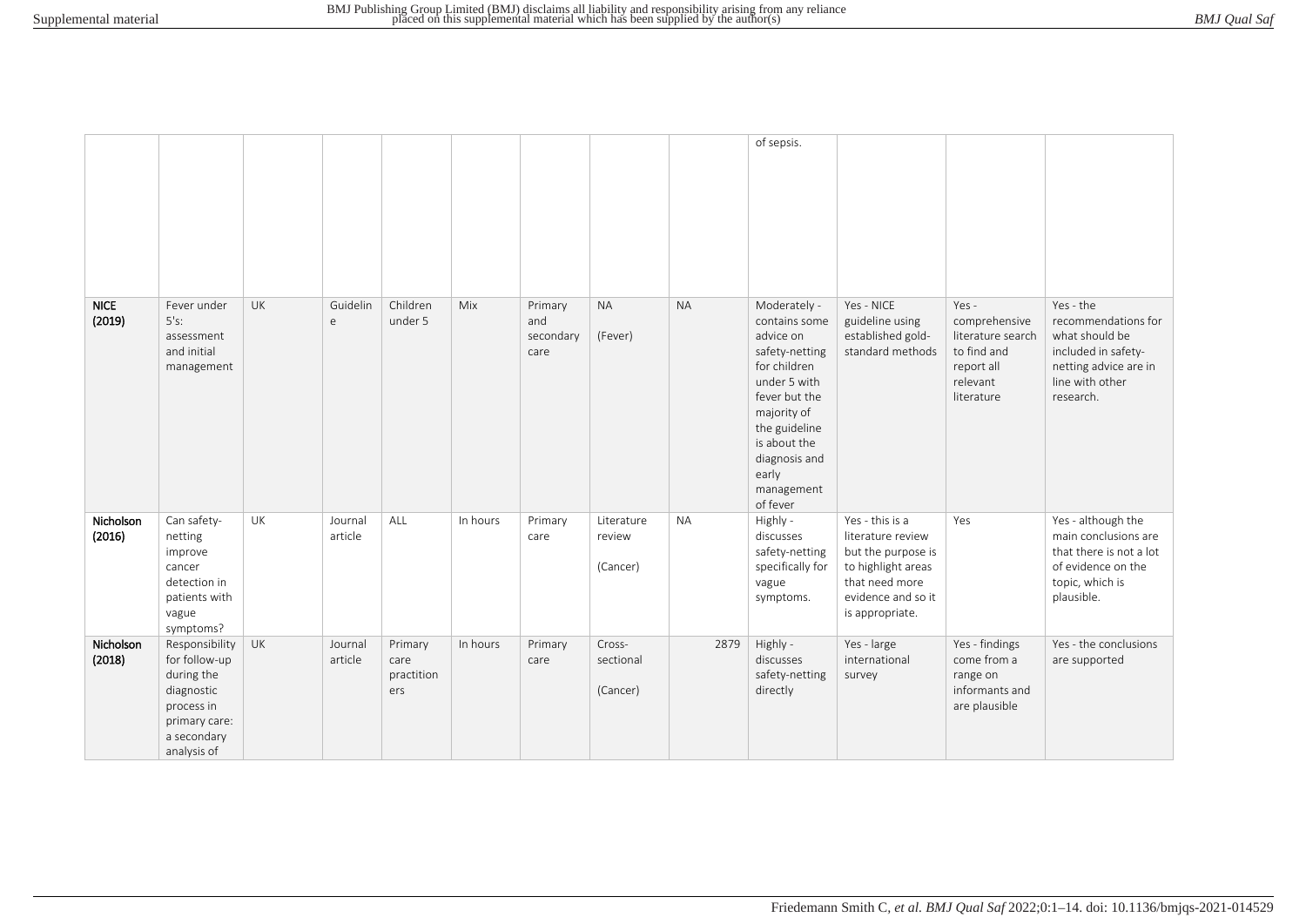| | | | | | | | | | | | | |
|---|---|---|---|---|---|---|---|---|---|---|---|---|
| | | | | | | | | | of sepsis. | | | |
| **NICE (2019)** | Fever under 5's: assessment and initial management | UK | Guideline | Children under 5 | Mix | Primary and secondary care | NA (Fever) | NA | Moderately - contains some advice on safety-netting for children under 5 with fever but the majority of the guideline is about the diagnosis and early management of fever | Yes - NICE guideline using established gold-standard methods | Yes - comprehensive literature search to find and report all relevant literature | Yes - the recommendations for what should be included in safety-netting advice are in line with other research. |
| **Nicholson (2016)** | Can safety-netting improve cancer detection in patients with vague symptoms? | UK | Journal article | ALL | In hours | Primary care | Literature review (Cancer) | NA | Highly - discusses safety-netting specifically for vague symptoms. | Yes - this is a literature review but the purpose is to highlight areas that need more evidence and so it is appropriate. | Yes | Yes - although the main conclusions are that there is not a lot of evidence on the topic, which is plausible. |
| **Nicholson (2018)** | Responsibility for follow-up during the diagnostic process in primary care: a secondary analysis of | UK | Journal article | Primary care practitioners | In hours | Primary care | Cross-sectional (Cancer) | 2879 | Highly - discusses safety-netting directly | Yes - large international survey | Yes - findings come from a range on informants and are plausible | Yes - the conclusions are supported |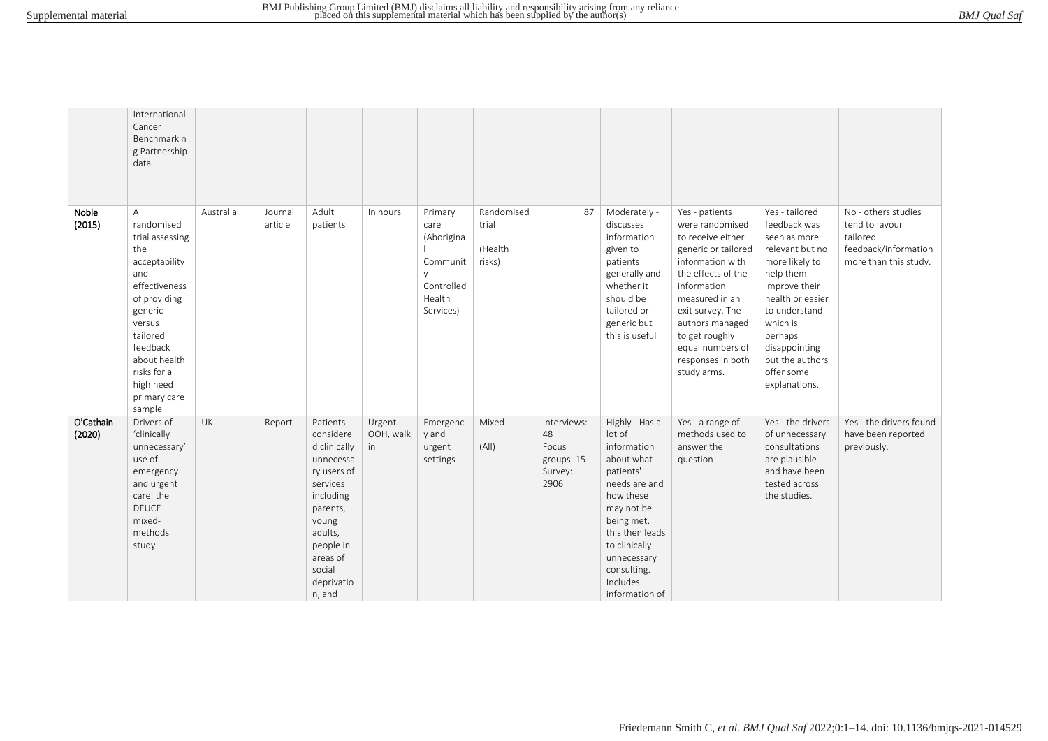|  | International Cancer Benchmarking Partnership data |  |  |  |  |  |  |  |  |  |  |  |
|---|---|---|---|---|---|---|---|---|---|---|---|---|
| **Noble (2015)** | A randomised trial assessing the acceptability and effectiveness of providing generic versus tailored feedback about health risks for a high need primary care sample | Australia | Journal article | Adult patients | In hours | Primary care (Aboriginal Community Controlled Health Services) | Randomised trial (Health risks) | 87 | Moderately - discusses information given to patients generally and whether it should be tailored or generic but this is useful | Yes - patients were randomised to receive either generic or tailored information with the effects of the information measured in an exit survey. The authors managed to get roughly equal numbers of responses in both study arms. | Yes - tailored feedback was seen as more relevant but no more likely to help them improve their health or easier to understand which is perhaps disappointing but the authors offer some explanations. | No - others studies tend to favour tailored feedback/information more than this study. |
| **O'Cathain (2020)** | Drivers of 'clinically unnecessary' use of emergency and urgent care: the DEUCE mixed-methods study | UK | Report | Patients considered clinically unnecessary users of services including parents, young adults, people in areas of social deprivation, and | Urgent. OOH, walk in | Emergency and urgent settings | Mixed (All) | Interviews: 48 Focus groups: 15 Survey: 2906 | Highly - Has a lot of information about what patients' needs are and how these may not be being met, this then leads to clinically unnecessary consulting. Includes information of | Yes - a range of methods used to answer the question | Yes - the drivers of unnecessary consultations are plausible and have been tested across the studies. | Yes - the drivers found have been reported previously. |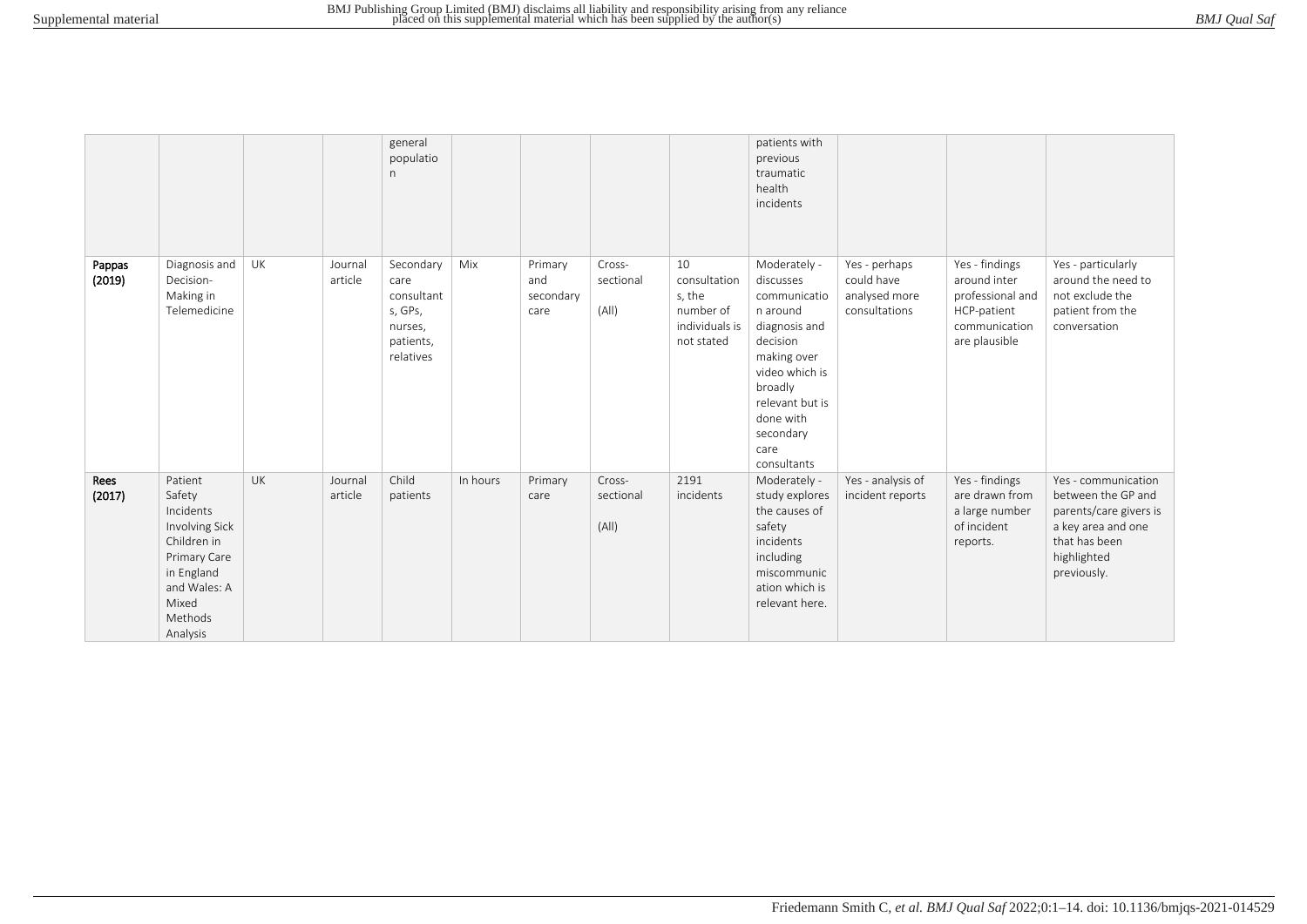|  |  |  |  | general population |  |  |  |  | patients with previous traumatic health incidents |  |  |  |
|---|---|---|---|---|---|---|---|---|---|---|---|---|
| **Pappas (2019)** | Diagnosis and Decision-Making in Telemedicine | UK | Journal article | Secondary care consultants, GPs, nurses, patients, relatives | Mix | Primary and secondary care | Cross-sectional (All) | 10 consultations, the number of individuals is not stated | Moderately - discusses communication around diagnosis and decision making over video which is broadly relevant but is done with secondary care consultants | Yes - perhaps could have analysed more consultations | Yes - findings around inter professional and HCP-patient communication are plausible | Yes - particularly around the need to not exclude the patient from the conversation |
| **Rees (2017)** | Patient Safety Incidents Involving Sick Children in Primary Care in England and Wales: A Mixed Methods Analysis | UK | Journal article | Child patients | In hours | Primary care | Cross-sectional (All) | 2191 incidents | Moderately - study explores the causes of safety incidents including miscommunication which is relevant here. | Yes - analysis of incident reports | Yes - findings are drawn from a large number of incident reports. | Yes - communication between the GP and parents/care givers is a key area and one that has been highlighted previously. |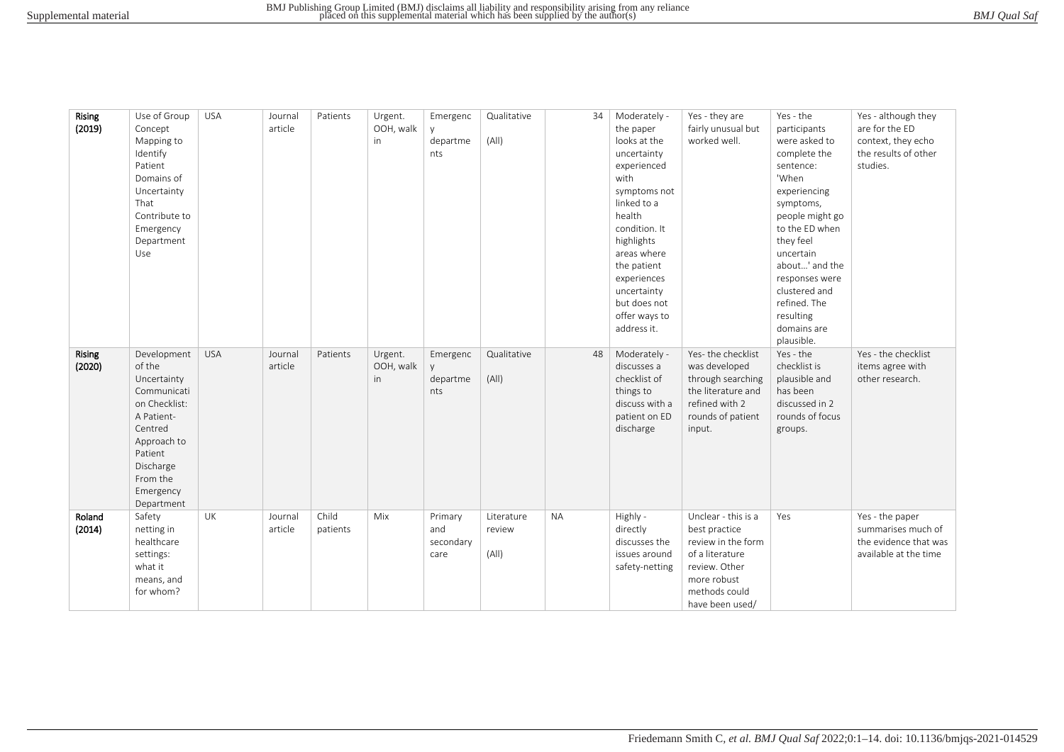| | | | | | | | | | | | | |
|---|---|---|---|---|---|---|---|---|---|---|---|---|
| **Rising (2019)** | Use of Group Concept Mapping to Identify Patient Domains of Uncertainty That Contribute to Emergency Department Use | USA | Journal article | Patients | Urgent. OOH, walk in | Emergency departments | Qualitative (All) | 34 | Moderately - the paper looks at the uncertainty experienced with symptoms not linked to a health condition. It highlights areas where the patient experiences uncertainty but does not offer ways to address it. | Yes - they are fairly unusual but worked well. | Yes - the participants were asked to complete the sentence: 'When experiencing symptoms, people might go to the ED when they feel uncertain about...' and the responses were clustered and refined. The resulting domains are plausible. | Yes - although they are for the ED context, they echo the results of other studies. |
| **Rising (2020)** | Development of the Uncertainty Communication Checklist: A Patient-Centred Approach to Patient Discharge From the Emergency Department | USA | Journal article | Patients | Urgent. OOH, walk in | Emergency departments | Qualitative (All) | 48 | Moderately - discusses a checklist of things to discuss with a patient on ED discharge | Yes- the checklist was developed through searching the literature and refined with 2 rounds of patient input. | Yes - the checklist is plausible and has been discussed in 2 rounds of focus groups. | Yes - the checklist items agree with other research. |
| **Roland (2014)** | Safety netting in healthcare settings: what it means, and for whom? | UK | Journal article | Child patients | Mix | Primary and secondary care | Literature review (All) | NA | Highly - directly discusses the issues around safety-netting | Unclear - this is a best practice review in the form of a literature review. Other more robust methods could have been used/ | Yes | Yes - the paper summarises much of the evidence that was available at the time |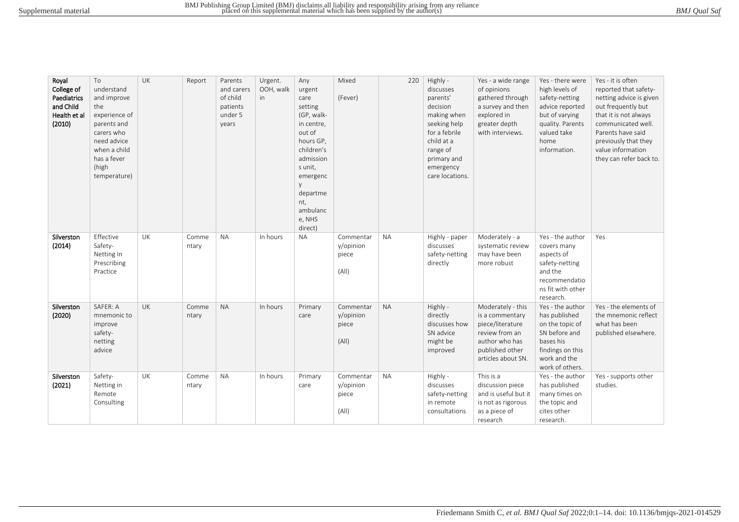| Royal College of Paediatrics and Child Health et al (2010) | To understand and improve the experience of parents and carers who need advice when a child has a fever (high temperature) | UK | Report | Parents and carers of child patients under 5 years | Urgent. OOH, walk in | Any urgent care setting (GP, walk-in centre, out of hours GP, children's admissions unit, emergency department, ambulance, NHS direct) | Mixed (Fever) | 220 | Highly - discusses parents' decision making when seeking help for a febrile child at a range of primary and emergency care locations. | Yes - a wide range of opinions gathered through a survey and then explored in greater depth with interviews. | Yes - there were high levels of safety-netting advice reported but of varying quality. Parents valued take home information. | Yes - it is often reported that safety-netting advice is given out frequently but that it is not always communicated well. Parents have said previously that they value information they can refer back to. |
|---|---|---|---|---|---|---|---|---|---|---|---|---|
| Silverston (2014) | Effective Safety-Netting In Prescribing Practice | UK | Commentary | NA | In hours | NA | Commentary/opinion piece (All) | NA | Highly - paper discusses safety-netting directly | Moderately - a systematic review may have been more robust | Yes - the author covers many aspects of safety-netting and the recommendations fit with other research. | Yes |
| Silverston (2020) | SAFER: A mnemonic to improve safety-netting advice | UK | Commentary | NA | In hours | Primary care | Commentary/opinion piece (All) | NA | Highly - directly discusses how SN advice might be improved | Moderately - this is a commentary piece/literature review from an author who has published other articles about SN. | Yes - the author has published on the topic of SN before and bases his findings on this work and the work of others. | Yes - the elements of the mnemonic reflect what has been published elsewhere. |
| Silverston (2021) | Safety-Netting in Remote Consulting | UK | Commentary | NA | In hours | Primary care | Commentary/opinion piece (All) | NA | Highly - discusses safety-netting in remote consultations | This is a discussion piece and is useful but it is not as rigorous as a piece of research | Yes - the author has published many times on the topic and cites other research. | Yes - supports other studies. |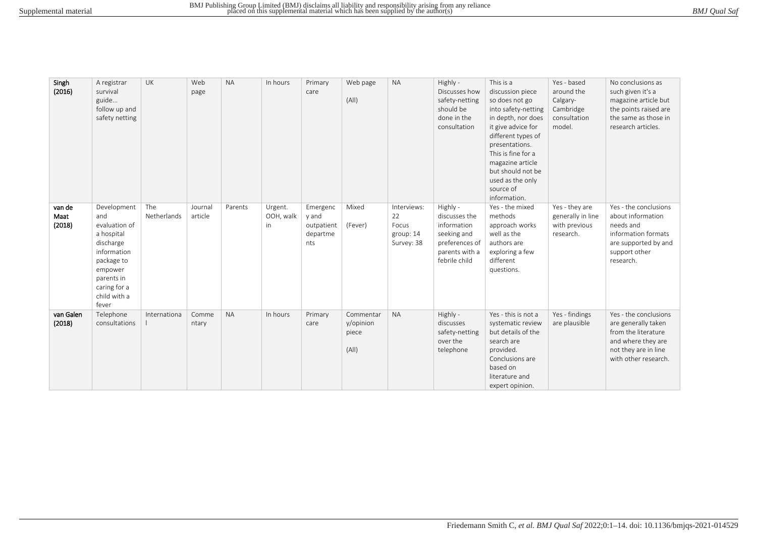| Singh (2016) | A registrar survival guide… follow up and safety netting | UK | Web page | NA | In hours | Primary care | Web page (All) | NA | Highly - Discusses how safety-netting should be done in the consultation | This is a discussion piece so does not go into safety-netting in depth, nor does it give advice for different types of presentations. This is fine for a magazine article but should not be used as the only source of information. | Yes - based around the Calgary-Cambridge consultation model. | No conclusions as such given it's a magazine article but the points raised are the same as those in research articles. |
|---|---|---|---|---|---|---|---|---|---|---|---|---|
| van de Maat (2018) | Development and evaluation of a hospital discharge information package to empower parents in caring for a child with a fever | The Netherlands | Journal article | Parents | Urgent. OOH, walk in | Emergency and outpatient departments | Mixed (Fever) | Interviews: 22 Focus group: 14 Survey: 38 | Highly - discusses the information seeking and preferences of parents with a febrile child | Yes - the mixed methods approach works well as the authors are exploring a few different questions. | Yes - they are generally in line with previous research. | Yes - the conclusions about information needs and information formats are supported by and support other research. |
| van Galen (2018) | Telephone consultations | International | Commentary | NA | In hours | Primary care | Commentary/opinion piece (All) | NA | Highly - discusses safety-netting over the telephone | Yes - this is not a systematic review but details of the search are provided. Conclusions are based on literature and expert opinion. | Yes - findings are plausible | Yes - the conclusions are generally taken from the literature and where they are not they are in line with other research. |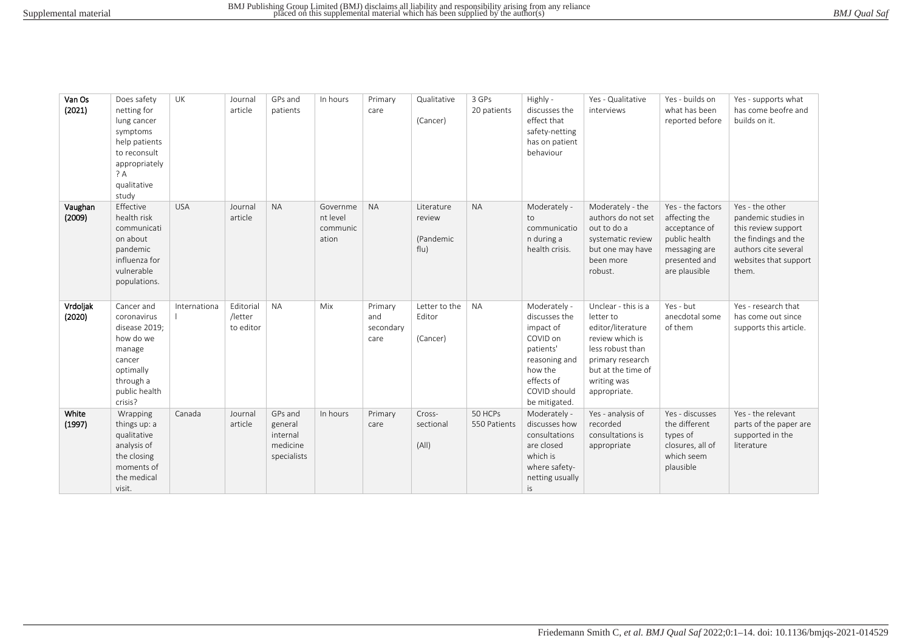| | | | | | | | | | | | | |
|---|---|---|---|---|---|---|---|---|---|---|---|---|
| **Van Os (2021)** | Does safety netting for lung cancer symptoms help patients to reconsult appropriately? A qualitative study | UK | Journal article | GPs and patients | In hours | Primary care | Qualitative (Cancer) | 3 GPs 20 patients | Highly - discusses the effect that safety-netting has on patient behaviour | Yes - Qualitative interviews | Yes - builds on what has been reported before | Yes - supports what has come beofre and builds on it. |
| **Vaughan (2009)** | Effective health risk communication about pandemic influenza for vulnerable populations. | USA | Journal article | NA | Government level communication | NA | Literature review (Pandemic flu) | NA | Moderately - to communication during a health crisis. | Moderately - the authors do not set out to do a systematic review but one may have been more robust. | Yes - the factors affecting the acceptance of public health messaging are presented and are plausible | Yes - the other pandemic studies in this review support the findings and the authors cite several websites that support them. |
| **Vrdoljak (2020)** | Cancer and coronavirus disease 2019; how do we manage cancer optimally through a public health crisis? | International | Editorial /letter to editor | NA | Mix | Primary and secondary care | Letter to the Editor (Cancer) | NA | Moderately - discusses the impact of COVID on patients' reasoning and how the effects of COVID should be mitigated. | Unclear - this is a letter to editor/literature review which is less robust than primary research but at the time of writing was appropriate. | Yes - but anecdotal some of them | Yes - research that has come out since supports this article. |
| **White (1997)** | Wrapping things up: a qualitative analysis of the closing moments of the medical visit. | Canada | Journal article | GPs and general internal medicine specialists | In hours | Primary care | Cross-sectional (All) | 50 HCPs 550 Patients | Moderately - discusses how consultations are closed which is where safety-netting usually is | Yes - analysis of recorded consultations is appropriate | Yes - discusses the different types of closures, all of which seem plausible | Yes - the relevant parts of the paper are supported in the literature |